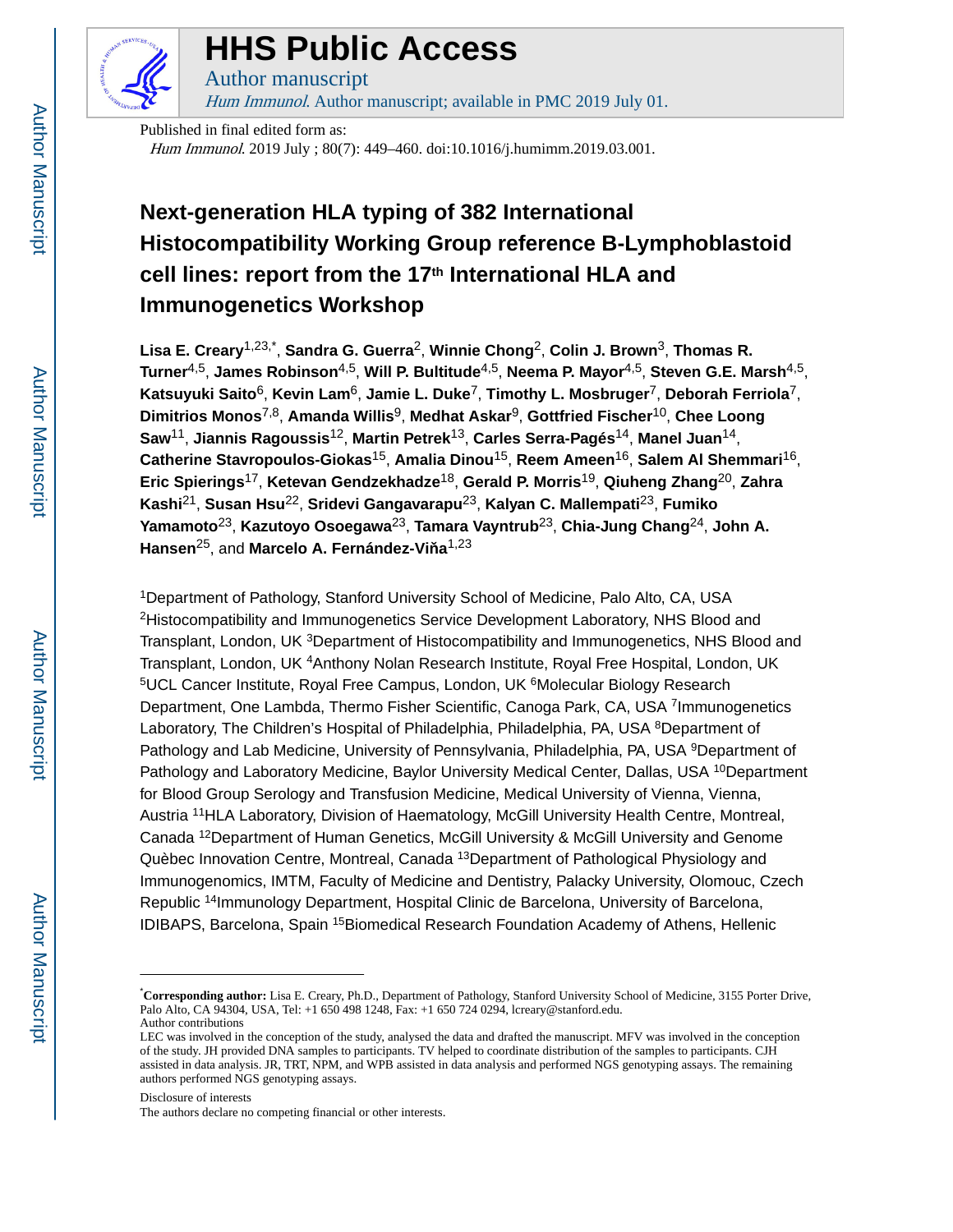# HHS Public Access

Author manuscript

*Hum Immunol*. Author manuscript; available in PMC 2019 July 01.

Published in final edited form as:

*Hum Immunol*. 2019 July ; 80(7): 449–460. doi:10.1016/j.humimm.2019.03.001.

# Next-generation HLA typing of 382 International Histocompatibility Working Group reference B-Lymphoblastoid cell lines: report from the 17th International HLA and Immunogenetics Workshop

**Lisa E. Creary**[1,23,*], **Sandra G. Guerra**[2], **Winnie Chong**[2], **Colin J. Brown**[3], **Thomas R. Turner**[4,5], **James Robinson**[4,5], **Will P. Bultitude**[4,5], **Neema P. Mayor**[4,5], **Steven G.E. Marsh**[4,5], **Katsuyuki Saito**[6], **Kevin Lam**[6], **Jamie L. Duke**[7], **Timothy L. Mosbruger**[7], **Deborah Ferriola**[7], **Dimitrios Monos**[7,8], **Amanda Willis**[9], **Medhat Askar**[9], **Gottfried Fischer**[10], **Chee Loong Saw**[11], **Jiannis Ragoussis**[12], **Martin Petrek**[13], **Carles Serra-Pagés**[14], **Manel Juan**[14], **Catherine Stavropoulos-Giokas**[15], **Amalia Dinou**[15], **Reem Ameen**[16], **Salem Al Shemmari**[16], **Eric Spierings**[17], **Ketevan Gendzekhadze**[18], **Gerald P. Morris**[19], **Qiuheng Zhang**[20], **Zahra Kashi**[21], **Susan Hsu**[22], **Sridevi Gangavarapu**[23], **Kalyan C. Mallempati**[23], **Fumiko Yamamoto**[23], **Kazutoyo Osoegawa**[23], **Tamara Vayntrub**[23], **Chia-Jung Chang**[24], **John A. Hansen**[25], and **Marcelo A. Fernández-Viňa**[1,23]

[1]Department of Pathology, Stanford University School of Medicine, Palo Alto, CA, USA [2]Histocompatibility and Immunogenetics Service Development Laboratory, NHS Blood and Transplant, London, UK [3]Department of Histocompatibility and Immunogenetics, NHS Blood and Transplant, London, UK [4]Anthony Nolan Research Institute, Royal Free Hospital, London, UK [5]UCL Cancer Institute, Royal Free Campus, London, UK [6]Molecular Biology Research Department, One Lambda, Thermo Fisher Scientific, Canoga Park, CA, USA [7]Immunogenetics Laboratory, The Children's Hospital of Philadelphia, Philadelphia, PA, USA [8]Department of Pathology and Lab Medicine, University of Pennsylvania, Philadelphia, PA, USA [9]Department of Pathology and Laboratory Medicine, Baylor University Medical Center, Dallas, USA [10]Department for Blood Group Serology and Transfusion Medicine, Medical University of Vienna, Vienna, Austria [11]HLA Laboratory, Division of Haematology, McGill University Health Centre, Montreal, Canada [12]Department of Human Genetics, McGill University & McGill University and Genome Quèbec Innovation Centre, Montreal, Canada [13]Department of Pathological Physiology and Immunogenomics, IMTM, Faculty of Medicine and Dentistry, Palacky University, Olomouc, Czech Republic [14]Immunology Department, Hospital Clinic de Barcelona, University of Barcelona, IDIBAPS, Barcelona, Spain [15]Biomedical Research Foundation Academy of Athens, Hellenic

---

*__Corresponding author:__ Lisa E. Creary, Ph.D., Department of Pathology, Stanford University School of Medicine, 3155 Porter Drive, Palo Alto, CA 94304, USA, Tel: +1 650 498 1248, Fax: +1 650 724 0294, lcreary@stanford.edu.

Author contributions

LEC was involved in the conception of the study, analysed the data and drafted the manuscript. MFV was involved in the conception of the study. JH provided DNA samples to participants. TV helped to coordinate distribution of the samples to participants. CJH assisted in data analysis. JR, TRT, NPM, and WPB assisted in data analysis and performed NGS genotyping assays. The remaining authors performed NGS genotyping assays.

Disclosure of interests

The authors declare no competing financial or other interests.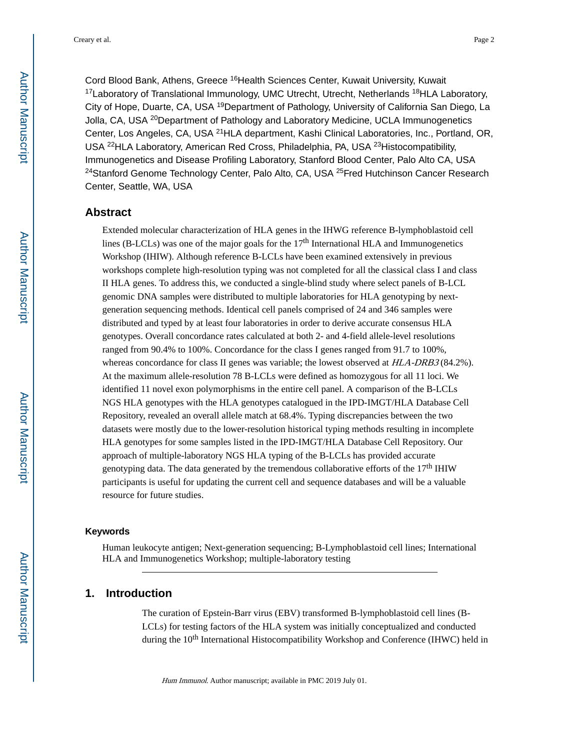Cord Blood Bank, Athens, Greece [16]Health Sciences Center, Kuwait University, Kuwait [17]Laboratory of Translational Immunology, UMC Utrecht, Utrecht, Netherlands [18]HLA Laboratory, City of Hope, Duarte, CA, USA [19]Department of Pathology, University of California San Diego, La Jolla, CA, USA [20]Department of Pathology and Laboratory Medicine, UCLA Immunogenetics Center, Los Angeles, CA, USA [21]HLA department, Kashi Clinical Laboratories, Inc., Portland, OR, USA [22]HLA Laboratory, American Red Cross, Philadelphia, PA, USA [23]Histocompatibility, Immunogenetics and Disease Profiling Laboratory, Stanford Blood Center, Palo Alto CA, USA [24]Stanford Genome Technology Center, Palo Alto, CA, USA [25]Fred Hutchinson Cancer Research Center, Seattle, WA, USA

## Abstract

Extended molecular characterization of HLA genes in the IHWG reference B-lymphoblastoid cell lines (B-LCLs) was one of the major goals for the 17th International HLA and Immunogenetics Workshop (IHIW). Although reference B-LCLs have been examined extensively in previous workshops complete high-resolution typing was not completed for all the classical class I and class II HLA genes. To address this, we conducted a single-blind study where select panels of B-LCL genomic DNA samples were distributed to multiple laboratories for HLA genotyping by next-generation sequencing methods. Identical cell panels comprised of 24 and 346 samples were distributed and typed by at least four laboratories in order to derive accurate consensus HLA genotypes. Overall concordance rates calculated at both 2- and 4-field allele-level resolutions ranged from 90.4% to 100%. Concordance for the class I genes ranged from 91.7 to 100%, whereas concordance for class II genes was variable; the lowest observed at *HLA-DRB3* (84.2%). At the maximum allele-resolution 78 B-LCLs were defined as homozygous for all 11 loci. We identified 11 novel exon polymorphisms in the entire cell panel. A comparison of the B-LCLs NGS HLA genotypes with the HLA genotypes catalogued in the IPD-IMGT/HLA Database Cell Repository, revealed an overall allele match at 68.4%. Typing discrepancies between the two datasets were mostly due to the lower-resolution historical typing methods resulting in incomplete HLA genotypes for some samples listed in the IPD-IMGT/HLA Database Cell Repository. Our approach of multiple-laboratory NGS HLA typing of the B-LCLs has provided accurate genotyping data. The data generated by the tremendous collaborative efforts of the 17th IHIW participants is useful for updating the current cell and sequence databases and will be a valuable resource for future studies.

### Keywords

Human leukocyte antigen; Next-generation sequencing; B-Lymphoblastoid cell lines; International HLA and Immunogenetics Workshop; multiple-laboratory testing

## 1. Introduction

The curation of Epstein-Barr virus (EBV) transformed B-lymphoblastoid cell lines (B-LCLs) for testing factors of the HLA system was initially conceptualized and conducted during the 10th International Histocompatibility Workshop and Conference (IHWC) held in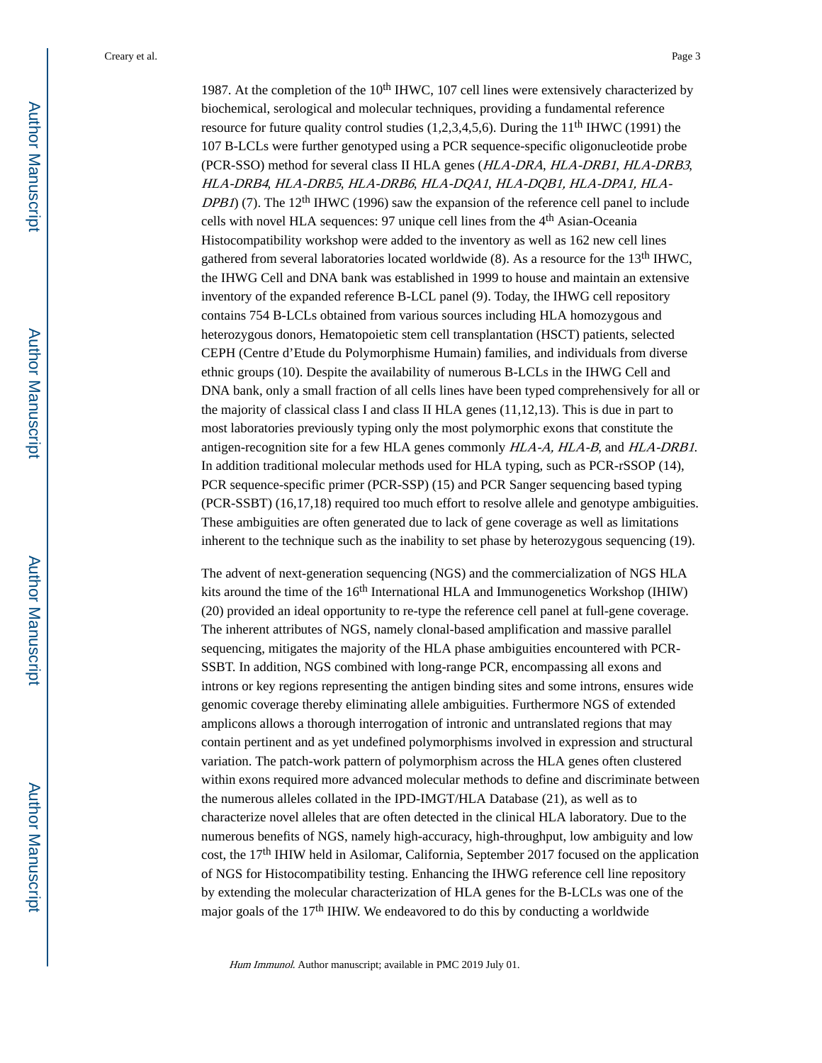1987. At the completion of the 10th IHWC, 107 cell lines were extensively characterized by biochemical, serological and molecular techniques, providing a fundamental reference resource for future quality control studies (1,2,3,4,5,6). During the 11th IHWC (1991) the 107 B-LCLs were further genotyped using a PCR sequence-specific oligonucleotide probe (PCR-SSO) method for several class II HLA genes (*HLA-DRA*, *HLA-DRB1*, *HLA-DRB3*, *HLA-DRB4*, *HLA-DRB5*, *HLA-DRB6*, *HLA-DQA1*, *HLA-DQB1, HLA-DPA1, HLA-DPB1*) (7). The 12th IHWC (1996) saw the expansion of the reference cell panel to include cells with novel HLA sequences: 97 unique cell lines from the 4th Asian-Oceania Histocompatibility workshop were added to the inventory as well as 162 new cell lines gathered from several laboratories located worldwide (8). As a resource for the 13th IHWC, the IHWG Cell and DNA bank was established in 1999 to house and maintain an extensive inventory of the expanded reference B-LCL panel (9). Today, the IHWG cell repository contains 754 B-LCLs obtained from various sources including HLA homozygous and heterozygous donors, Hematopoietic stem cell transplantation (HSCT) patients, selected CEPH (Centre d'Etude du Polymorphisme Humain) families, and individuals from diverse ethnic groups (10). Despite the availability of numerous B-LCLs in the IHWG Cell and DNA bank, only a small fraction of all cells lines have been typed comprehensively for all or the majority of classical class I and class II HLA genes (11,12,13). This is due in part to most laboratories previously typing only the most polymorphic exons that constitute the antigen-recognition site for a few HLA genes commonly *HLA-A, HLA-B*, and *HLA-DRB1*. In addition traditional molecular methods used for HLA typing, such as PCR-rSSOP (14), PCR sequence-specific primer (PCR-SSP) (15) and PCR Sanger sequencing based typing (PCR-SSBT) (16,17,18) required too much effort to resolve allele and genotype ambiguities. These ambiguities are often generated due to lack of gene coverage as well as limitations inherent to the technique such as the inability to set phase by heterozygous sequencing (19).

The advent of next-generation sequencing (NGS) and the commercialization of NGS HLA kits around the time of the 16th International HLA and Immunogenetics Workshop (IHIW) (20) provided an ideal opportunity to re-type the reference cell panel at full-gene coverage. The inherent attributes of NGS, namely clonal-based amplification and massive parallel sequencing, mitigates the majority of the HLA phase ambiguities encountered with PCR-SSBT. In addition, NGS combined with long-range PCR, encompassing all exons and introns or key regions representing the antigen binding sites and some introns, ensures wide genomic coverage thereby eliminating allele ambiguities. Furthermore NGS of extended amplicons allows a thorough interrogation of intronic and untranslated regions that may contain pertinent and as yet undefined polymorphisms involved in expression and structural variation. The patch-work pattern of polymorphism across the HLA genes often clustered within exons required more advanced molecular methods to define and discriminate between the numerous alleles collated in the IPD-IMGT/HLA Database (21), as well as to characterize novel alleles that are often detected in the clinical HLA laboratory. Due to the numerous benefits of NGS, namely high-accuracy, high-throughput, low ambiguity and low cost, the 17th IHIW held in Asilomar, California, September 2017 focused on the application of NGS for Histocompatibility testing. Enhancing the IHWG reference cell line repository by extending the molecular characterization of HLA genes for the B-LCLs was one of the major goals of the 17th IHIW. We endeavored to do this by conducting a worldwide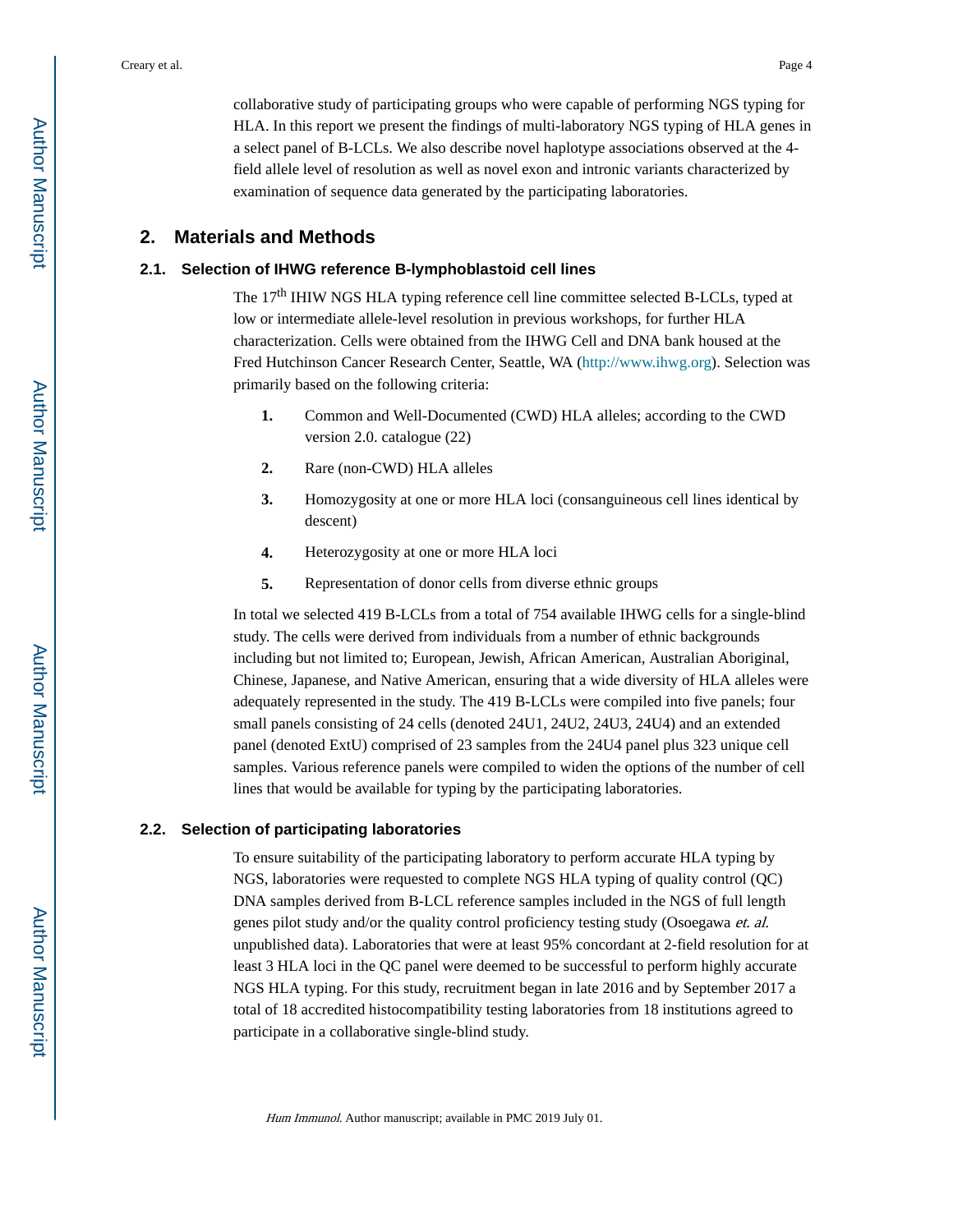collaborative study of participating groups who were capable of performing NGS typing for HLA. In this report we present the findings of multi-laboratory NGS typing of HLA genes in a select panel of B-LCLs. We also describe novel haplotype associations observed at the 4-field allele level of resolution as well as novel exon and intronic variants characterized by examination of sequence data generated by the participating laboratories.

## 2. Materials and Methods

### 2.1. Selection of IHWG reference B-lymphoblastoid cell lines

The 17th IHIW NGS HLA typing reference cell line committee selected B-LCLs, typed at low or intermediate allele-level resolution in previous workshops, for further HLA characterization. Cells were obtained from the IHWG Cell and DNA bank housed at the Fred Hutchinson Cancer Research Center, Seattle, WA (http://www.ihwg.org). Selection was primarily based on the following criteria:

1. Common and Well-Documented (CWD) HLA alleles; according to the CWD version 2.0. catalogue (22)
2. Rare (non-CWD) HLA alleles
3. Homozygosity at one or more HLA loci (consanguineous cell lines identical by descent)
4. Heterozygosity at one or more HLA loci
5. Representation of donor cells from diverse ethnic groups

In total we selected 419 B-LCLs from a total of 754 available IHWG cells for a single-blind study. The cells were derived from individuals from a number of ethnic backgrounds including but not limited to; European, Jewish, African American, Australian Aboriginal, Chinese, Japanese, and Native American, ensuring that a wide diversity of HLA alleles were adequately represented in the study. The 419 B-LCLs were compiled into five panels; four small panels consisting of 24 cells (denoted 24U1, 24U2, 24U3, 24U4) and an extended panel (denoted ExtU) comprised of 23 samples from the 24U4 panel plus 323 unique cell samples. Various reference panels were compiled to widen the options of the number of cell lines that would be available for typing by the participating laboratories.

### 2.2. Selection of participating laboratories

To ensure suitability of the participating laboratory to perform accurate HLA typing by NGS, laboratories were requested to complete NGS HLA typing of quality control (QC) DNA samples derived from B-LCL reference samples included in the NGS of full length genes pilot study and/or the quality control proficiency testing study (Osoegawa *et. al.* unpublished data). Laboratories that were at least 95% concordant at 2-field resolution for at least 3 HLA loci in the QC panel were deemed to be successful to perform highly accurate NGS HLA typing. For this study, recruitment began in late 2016 and by September 2017 a total of 18 accredited histocompatibility testing laboratories from 18 institutions agreed to participate in a collaborative single-blind study.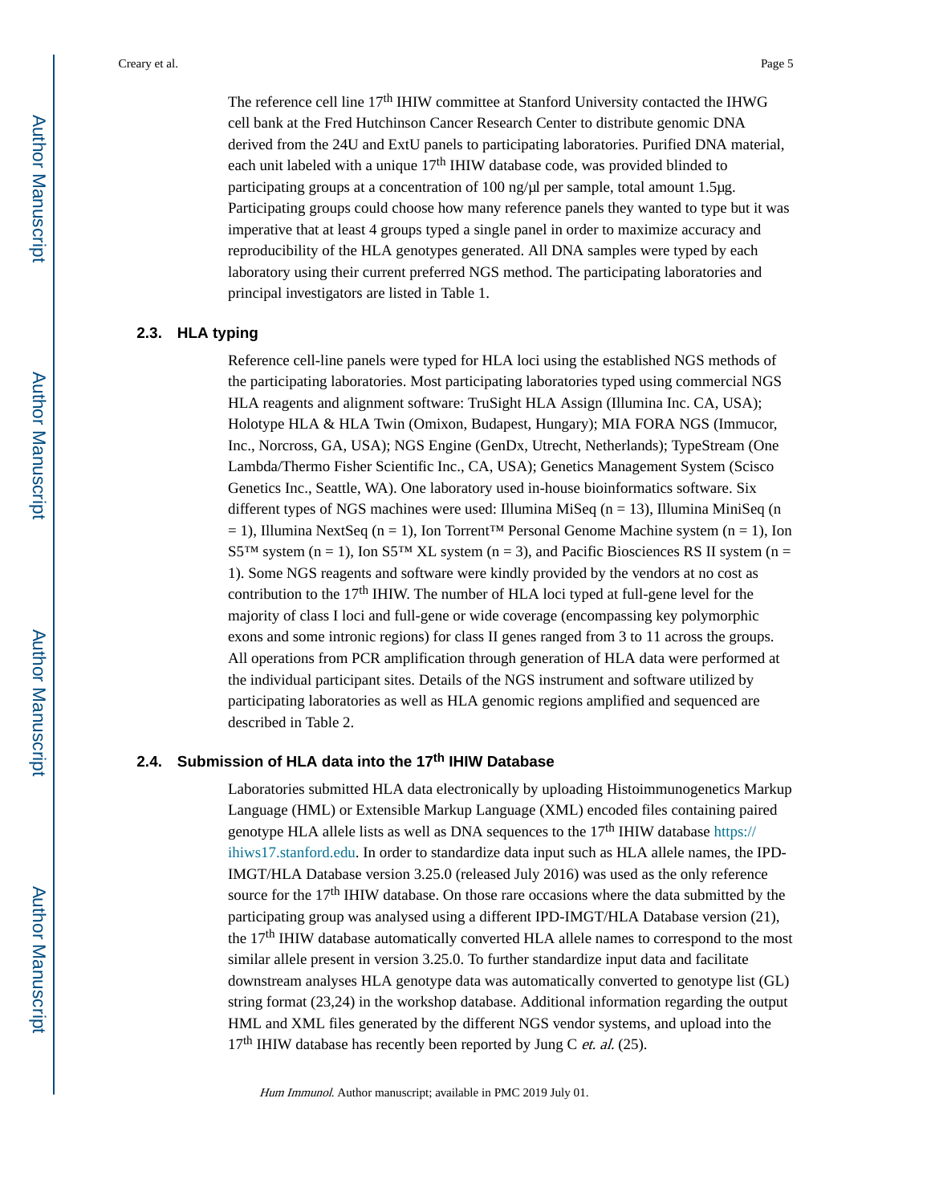The reference cell line 17th IHIW committee at Stanford University contacted the IHWG cell bank at the Fred Hutchinson Cancer Research Center to distribute genomic DNA derived from the 24U and ExtU panels to participating laboratories. Purified DNA material, each unit labeled with a unique 17th IHIW database code, was provided blinded to participating groups at a concentration of 100 ng/μl per sample, total amount 1.5μg. Participating groups could choose how many reference panels they wanted to type but it was imperative that at least 4 groups typed a single panel in order to maximize accuracy and reproducibility of the HLA genotypes generated. All DNA samples were typed by each laboratory using their current preferred NGS method. The participating laboratories and principal investigators are listed in Table 1.

### 2.3. HLA typing

Reference cell-line panels were typed for HLA loci using the established NGS methods of the participating laboratories. Most participating laboratories typed using commercial NGS HLA reagents and alignment software: TruSight HLA Assign (Illumina Inc. CA, USA); Holotype HLA & HLA Twin (Omixon, Budapest, Hungary); MIA FORA NGS (Immucor, Inc., Norcross, GA, USA); NGS Engine (GenDx, Utrecht, Netherlands); TypeStream (One Lambda/Thermo Fisher Scientific Inc., CA, USA); Genetics Management System (Scisco Genetics Inc., Seattle, WA). One laboratory used in-house bioinformatics software. Six different types of NGS machines were used: Illumina MiSeq (n = 13), Illumina MiniSeq (n = 1), Illumina NextSeq (n = 1), Ion Torrent™ Personal Genome Machine system (n = 1), Ion S5™ system (n = 1), Ion S5™ XL system (n = 3), and Pacific Biosciences RS II system (n = 1). Some NGS reagents and software were kindly provided by the vendors at no cost as contribution to the 17th IHIW. The number of HLA loci typed at full-gene level for the majority of class I loci and full-gene or wide coverage (encompassing key polymorphic exons and some intronic regions) for class II genes ranged from 3 to 11 across the groups. All operations from PCR amplification through generation of HLA data were performed at the individual participant sites. Details of the NGS instrument and software utilized by participating laboratories as well as HLA genomic regions amplified and sequenced are described in Table 2.

### 2.4. Submission of HLA data into the 17th IHIW Database

Laboratories submitted HLA data electronically by uploading Histoimmunogenetics Markup Language (HML) or Extensible Markup Language (XML) encoded files containing paired genotype HLA allele lists as well as DNA sequences to the 17th IHIW database https://ihiws17.stanford.edu. In order to standardize data input such as HLA allele names, the IPD-IMGT/HLA Database version 3.25.0 (released July 2016) was used as the only reference source for the 17th IHIW database. On those rare occasions where the data submitted by the participating group was analysed using a different IPD-IMGT/HLA Database version (21), the 17th IHIW database automatically converted HLA allele names to correspond to the most similar allele present in version 3.25.0. To further standardize input data and facilitate downstream analyses HLA genotype data was automatically converted to genotype list (GL) string format (23,24) in the workshop database. Additional information regarding the output HML and XML files generated by the different NGS vendor systems, and upload into the 17th IHIW database has recently been reported by Jung C *et. al.* (25).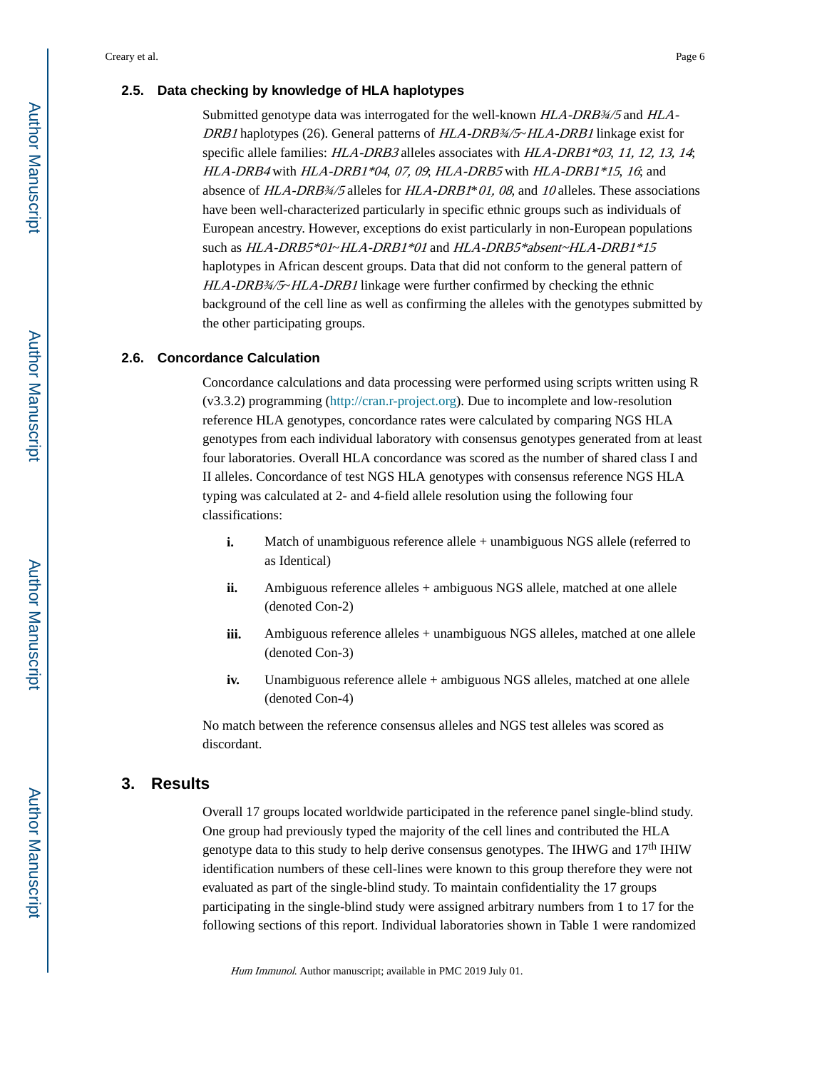### 2.5. Data checking by knowledge of HLA haplotypes

Submitted genotype data was interrogated for the well-known *HLA-DRB¾/5* and *HLA-DRB1* haplotypes (26). General patterns of *HLA-DRB¾/5~HLA-DRB1* linkage exist for specific allele families: *HLA-DRB3* alleles associates with *HLA-DRB1\*03*, *11, 12, 13, 14*; *HLA-DRB4* with *HLA-DRB1\*04*, *07, 09*; *HLA-DRB5* with *HLA-DRB1\*15*, *16*; and absence of *HLA-DRB¾/5* alleles for *HLA-DRB1\* 01, 08*, and *10* alleles. These associations have been well-characterized particularly in specific ethnic groups such as individuals of European ancestry. However, exceptions do exist particularly in non-European populations such as *HLA-DRB5\*01~HLA-DRB1\*01* and *HLA-DRB5\*absent~HLA-DRB1\*15* haplotypes in African descent groups. Data that did not conform to the general pattern of *HLA-DRB¾/5~HLA-DRB1* linkage were further confirmed by checking the ethnic background of the cell line as well as confirming the alleles with the genotypes submitted by the other participating groups.

### 2.6. Concordance Calculation

Concordance calculations and data processing were performed using scripts written using R (v3.3.2) programming (http://cran.r-project.org). Due to incomplete and low-resolution reference HLA genotypes, concordance rates were calculated by comparing NGS HLA genotypes from each individual laboratory with consensus genotypes generated from at least four laboratories. Overall HLA concordance was scored as the number of shared class I and II alleles. Concordance of test NGS HLA genotypes with consensus reference NGS HLA typing was calculated at 2- and 4-field allele resolution using the following four classifications:

i. Match of unambiguous reference allele + unambiguous NGS allele (referred to as Identical)

ii. Ambiguous reference alleles + ambiguous NGS allele, matched at one allele (denoted Con-2)

iii. Ambiguous reference alleles + unambiguous NGS alleles, matched at one allele (denoted Con-3)

iv. Unambiguous reference allele + ambiguous NGS alleles, matched at one allele (denoted Con-4)

No match between the reference consensus alleles and NGS test alleles was scored as discordant.

## 3. Results

Overall 17 groups located worldwide participated in the reference panel single-blind study. One group had previously typed the majority of the cell lines and contributed the HLA genotype data to this study to help derive consensus genotypes. The IHWG and 17th IHIW identification numbers of these cell-lines were known to this group therefore they were not evaluated as part of the single-blind study. To maintain confidentiality the 17 groups participating in the single-blind study were assigned arbitrary numbers from 1 to 17 for the following sections of this report. Individual laboratories shown in Table 1 were randomized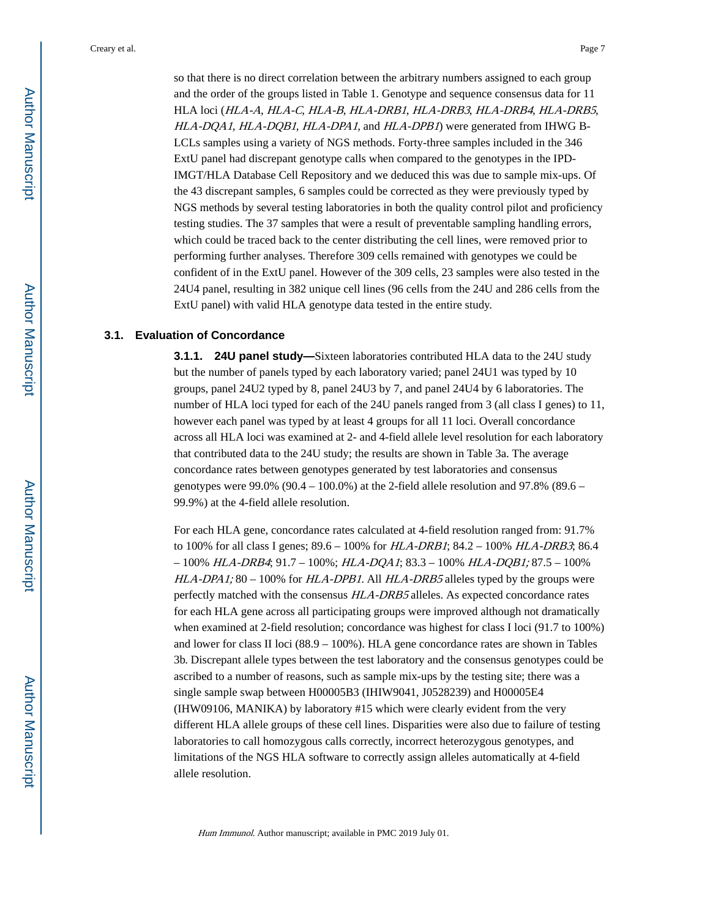so that there is no direct correlation between the arbitrary numbers assigned to each group and the order of the groups listed in Table 1. Genotype and sequence consensus data for 11 HLA loci (*HLA-A*, *HLA-C*, *HLA-B*, *HLA-DRB1*, *HLA-DRB3*, *HLA-DRB4*, *HLA-DRB5*, *HLA-DQA1*, *HLA-DQB1*, *HLA-DPA1*, and *HLA-DPB1*) were generated from IHWG B-LCLs samples using a variety of NGS methods. Forty-three samples included in the 346 ExtU panel had discrepant genotype calls when compared to the genotypes in the IPD-IMGT/HLA Database Cell Repository and we deduced this was due to sample mix-ups. Of the 43 discrepant samples, 6 samples could be corrected as they were previously typed by NGS methods by several testing laboratories in both the quality control pilot and proficiency testing studies. The 37 samples that were a result of preventable sampling handling errors, which could be traced back to the center distributing the cell lines, were removed prior to performing further analyses. Therefore 309 cells remained with genotypes we could be confident of in the ExtU panel. However of the 309 cells, 23 samples were also tested in the 24U4 panel, resulting in 382 unique cell lines (96 cells from the 24U and 286 cells from the ExtU panel) with valid HLA genotype data tested in the entire study.

## 3.1. Evaluation of Concordance

**3.1.1. 24U panel study—**Sixteen laboratories contributed HLA data to the 24U study but the number of panels typed by each laboratory varied; panel 24U1 was typed by 10 groups, panel 24U2 typed by 8, panel 24U3 by 7, and panel 24U4 by 6 laboratories. The number of HLA loci typed for each of the 24U panels ranged from 3 (all class I genes) to 11, however each panel was typed by at least 4 groups for all 11 loci. Overall concordance across all HLA loci was examined at 2- and 4-field allele level resolution for each laboratory that contributed data to the 24U study; the results are shown in Table 3a. The average concordance rates between genotypes generated by test laboratories and consensus genotypes were 99.0% (90.4 – 100.0%) at the 2-field allele resolution and 97.8% (89.6 – 99.9%) at the 4-field allele resolution.

For each HLA gene, concordance rates calculated at 4-field resolution ranged from: 91.7% to 100% for all class I genes; 89.6 – 100% for *HLA-DRB1*; 84.2 – 100% *HLA-DRB3*; 86.4 – 100% *HLA-DRB4*; 91.7 – 100%; *HLA-DQA1*; 83.3 – 100% *HLA-DQB1;* 87.5 – 100% *HLA-DPA1;* 80 – 100% for *HLA-DPB1.* All *HLA-DRB5* alleles typed by the groups were perfectly matched with the consensus *HLA-DRB5* alleles. As expected concordance rates for each HLA gene across all participating groups were improved although not dramatically when examined at 2-field resolution; concordance was highest for class I loci (91.7 to 100%) and lower for class II loci (88.9 – 100%). HLA gene concordance rates are shown in Tables 3b. Discrepant allele types between the test laboratory and the consensus genotypes could be ascribed to a number of reasons, such as sample mix-ups by the testing site; there was a single sample swap between H00005B3 (IHIW9041, J0528239) and H00005E4 (IHW09106, MANIKA) by laboratory #15 which were clearly evident from the very different HLA allele groups of these cell lines. Disparities were also due to failure of testing laboratories to call homozygous calls correctly, incorrect heterozygous genotypes, and limitations of the NGS HLA software to correctly assign alleles automatically at 4-field allele resolution.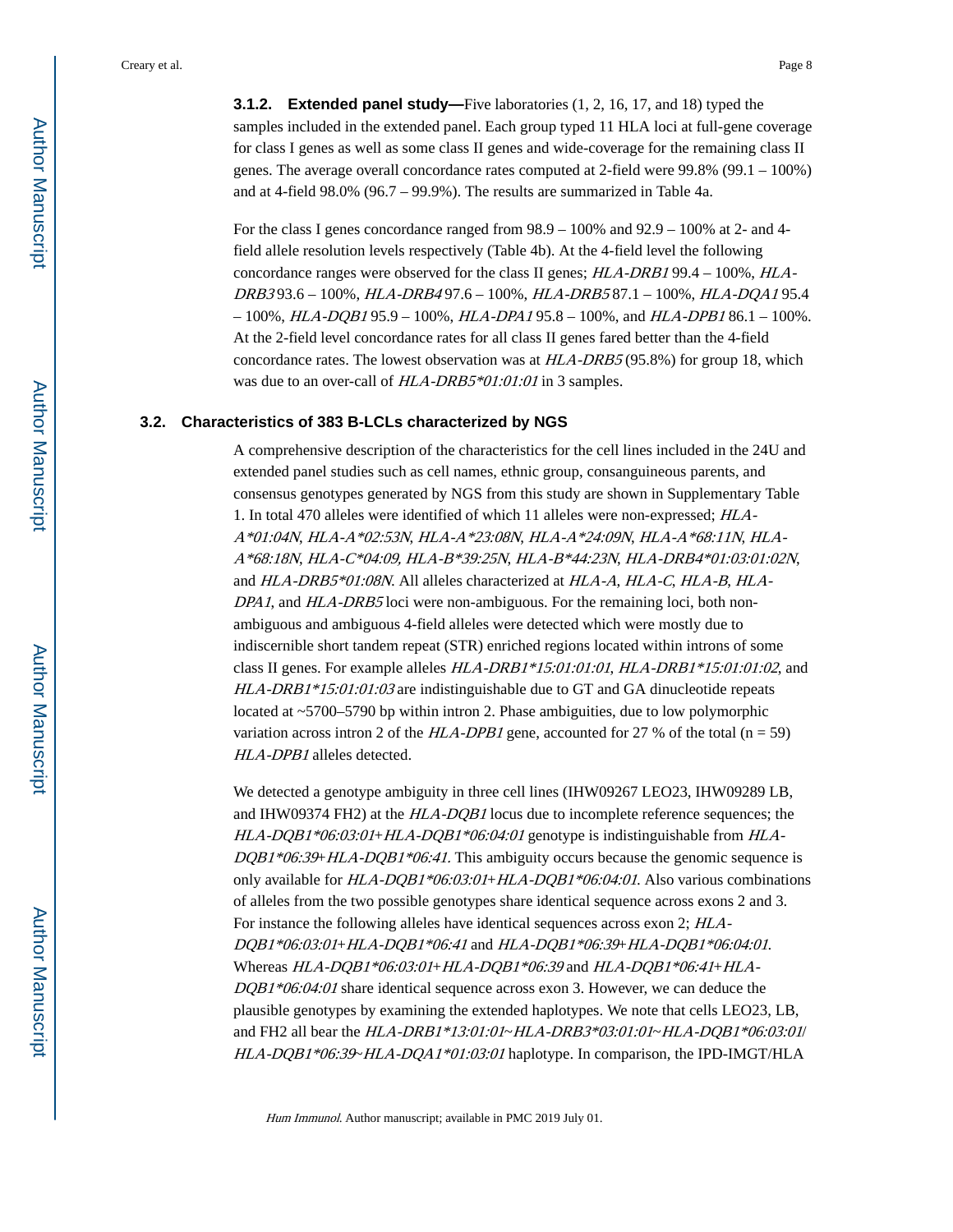#### 3.1.2. Extended panel study

Five laboratories (1, 2, 16, 17, and 18) typed the samples included in the extended panel. Each group typed 11 HLA loci at full-gene coverage for class I genes as well as some class II genes and wide-coverage for the remaining class II genes. The average overall concordance rates computed at 2-field were 99.8% (99.1 – 100%) and at 4-field 98.0% (96.7 – 99.9%). The results are summarized in Table 4a.

For the class I genes concordance ranged from 98.9 – 100% and 92.9 – 100% at 2- and 4-field allele resolution levels respectively (Table 4b). At the 4-field level the following concordance ranges were observed for the class II genes; *HLA-DRB1* 99.4 – 100%, *HLA-DRB3* 93.6 – 100%, *HLA-DRB4* 97.6 – 100%, *HLA-DRB5* 87.1 – 100%, *HLA-DQA1* 95.4 – 100%, *HLA-DQB1* 95.9 – 100%, *HLA-DPA1* 95.8 – 100%, and *HLA-DPB1* 86.1 – 100%. At the 2-field level concordance rates for all class II genes fared better than the 4-field concordance rates. The lowest observation was at *HLA-DRB5* (95.8%) for group 18, which was due to an over-call of *HLA-DRB5*01:01:01* in 3 samples.

### 3.2. Characteristics of 383 B-LCLs characterized by NGS

A comprehensive description of the characteristics for the cell lines included in the 24U and extended panel studies such as cell names, ethnic group, consanguineous parents, and consensus genotypes generated by NGS from this study are shown in Supplementary Table 1. In total 470 alleles were identified of which 11 alleles were non-expressed; *HLA-A*01:04N*, *HLA-A*02:53N*, *HLA-A*23:08N*, *HLA-A*24:09N*, *HLA-A*68:11N*, *HLA-A*68:18N*, *HLA-C*04:09*, *HLA-B*39:25N*, *HLA-B*44:23N*, *HLA-DRB4*01:03:01:02N*, and *HLA-DRB5*01:08N*. All alleles characterized at *HLA-A*, *HLA-C*, *HLA-B*, *HLA-DPA1*, and *HLA-DRB5* loci were non-ambiguous. For the remaining loci, both non-ambiguous and ambiguous 4-field alleles were detected which were mostly due to indiscernible short tandem repeat (STR) enriched regions located within introns of some class II genes. For example alleles *HLA-DRB1*15:01:01:01*, *HLA-DRB1*15:01:01:02*, and *HLA-DRB1*15:01:01:03* are indistinguishable due to GT and GA dinucleotide repeats located at ~5700–5790 bp within intron 2. Phase ambiguities, due to low polymorphic variation across intron 2 of the *HLA-DPB1* gene, accounted for 27 % of the total (n = 59) *HLA-DPB1* alleles detected.

We detected a genotype ambiguity in three cell lines (IHW09267 LEO23, IHW09289 LB, and IHW09374 FH2) at the *HLA-DQB1* locus due to incomplete reference sequences; the *HLA-DQB1*06:03:01*+*HLA-DQB1*06:04:01* genotype is indistinguishable from *HLA-DQB1*06:39*+*HLA-DQB1*06:41*. This ambiguity occurs because the genomic sequence is only available for *HLA-DQB1*06:03:01*+*HLA-DQB1*06:04:01*. Also various combinations of alleles from the two possible genotypes share identical sequence across exons 2 and 3. For instance the following alleles have identical sequences across exon 2; *HLA-DQB1*06:03:01*+*HLA-DQB1*06:41* and *HLA-DQB1*06:39*+*HLA-DQB1*06:04:01*. Whereas *HLA-DQB1*06:03:01*+*HLA-DQB1*06:39* and *HLA-DQB1*06:41*+*HLA-DQB1*06:04:01* share identical sequence across exon 3. However, we can deduce the plausible genotypes by examining the extended haplotypes. We note that cells LEO23, LB, and FH2 all bear the *HLA-DRB1*13:01:01*~*HLA-DRB3*03:01:01*~*HLA-DQB1*06:03:01*/*HLA-DQB1*06:39*~*HLA-DQA1*01:03:01* haplotype. In comparison, the IPD-IMGT/HLA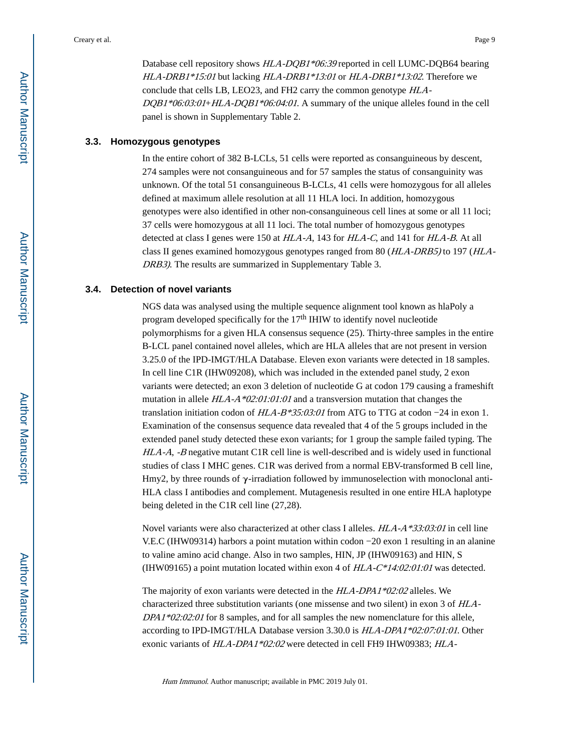Database cell repository shows *HLA-DQB1\*06:39* reported in cell LUMC-DQB64 bearing *HLA-DRB1\*15:01* but lacking *HLA-DRB1\*13:01* or *HLA-DRB1\*13:02*. Therefore we conclude that cells LB, LEO23, and FH2 carry the common genotype *HLA-DQB1\*06:03:01*+*HLA-DQB1\*06:04:01*. A summary of the unique alleles found in the cell panel is shown in Supplementary Table 2.

### 3.3. Homozygous genotypes

In the entire cohort of 382 B-LCLs, 51 cells were reported as consanguineous by descent, 274 samples were not consanguineous and for 57 samples the status of consanguinity was unknown. Of the total 51 consanguineous B-LCLs, 41 cells were homozygous for all alleles defined at maximum allele resolution at all 11 HLA loci. In addition, homozygous genotypes were also identified in other non-consanguineous cell lines at some or all 11 loci; 37 cells were homozygous at all 11 loci. The total number of homozygous genotypes detected at class I genes were 150 at *HLA-A*, 143 for *HLA-C*, and 141 for *HLA-B*. At all class II genes examined homozygous genotypes ranged from 80 (*HLA-DRB5)* to 197 (*HLA-DRB3)*. The results are summarized in Supplementary Table 3.

### 3.4. Detection of novel variants

NGS data was analysed using the multiple sequence alignment tool known as hlaPoly a program developed specifically for the 17th IHIW to identify novel nucleotide polymorphisms for a given HLA consensus sequence (25). Thirty-three samples in the entire B-LCL panel contained novel alleles, which are HLA alleles that are not present in version 3.25.0 of the IPD-IMGT/HLA Database. Eleven exon variants were detected in 18 samples. In cell line C1R (IHW09208), which was included in the extended panel study, 2 exon variants were detected; an exon 3 deletion of nucleotide G at codon 179 causing a frameshift mutation in allele *HLA-A\*02:01:01:01* and a transversion mutation that changes the translation initiation codon of *HLA-B\*35:03:01* from ATG to TTG at codon −24 in exon 1. Examination of the consensus sequence data revealed that 4 of the 5 groups included in the extended panel study detected these exon variants; for 1 group the sample failed typing. The *HLA-A*, *-B* negative mutant C1R cell line is well-described and is widely used in functional studies of class I MHC genes. C1R was derived from a normal EBV-transformed B cell line, Hmy2, by three rounds of γ-irradiation followed by immunoselection with monoclonal anti-HLA class I antibodies and complement. Mutagenesis resulted in one entire HLA haplotype being deleted in the C1R cell line (27,28).

Novel variants were also characterized at other class I alleles. *HLA-A\*33:03:01* in cell line V.E.C (IHW09314) harbors a point mutation within codon −20 exon 1 resulting in an alanine to valine amino acid change. Also in two samples, HIN, JP (IHW09163) and HIN, S (IHW09165) a point mutation located within exon 4 of *HLA-C\*14:02:01:01* was detected.

The majority of exon variants were detected in the *HLA-DPA1\*02:02* alleles. We characterized three substitution variants (one missense and two silent) in exon 3 of *HLA-DPA1\*02:02:01* for 8 samples, and for all samples the new nomenclature for this allele, according to IPD-IMGT/HLA Database version 3.30.0 is *HLA-DPA1\*02:07:01:01*. Other exonic variants of *HLA-DPA1\*02:02* were detected in cell FH9 IHW09383; *HLA-*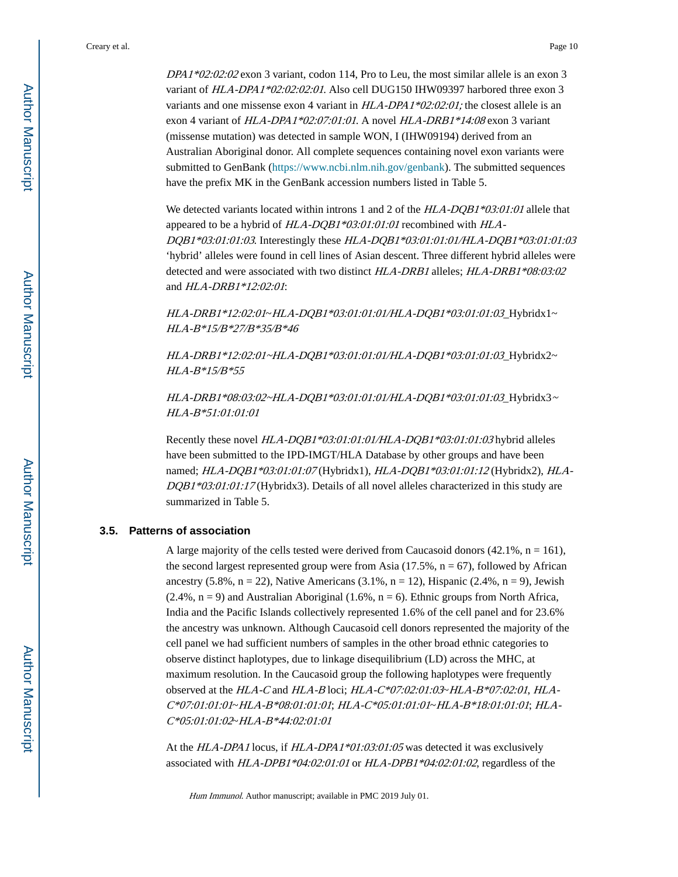*DPA1\*02:02:02* exon 3 variant, codon 114, Pro to Leu, the most similar allele is an exon 3 variant of *HLA-DPA1\*02:02:02:01.* Also cell DUG150 IHW09397 harbored three exon 3 variants and one missense exon 4 variant in *HLA-DPA1\*02:02:01;* the closest allele is an exon 4 variant of *HLA-DPA1\*02:07:01:01.* A novel *HLA-DRB1\*14:08* exon 3 variant (missense mutation) was detected in sample WON, I (IHW09194) derived from an Australian Aboriginal donor. All complete sequences containing novel exon variants were submitted to GenBank (https://www.ncbi.nlm.nih.gov/genbank). The submitted sequences have the prefix MK in the GenBank accession numbers listed in Table 5.

We detected variants located within introns 1 and 2 of the *HLA-DQB1\*03:01:01* allele that appeared to be a hybrid of *HLA-DQB1\*03:01:01:01* recombined with *HLA-DQB1\*03:01:01:03*. Interestingly these *HLA-DQB1\*03:01:01:01/HLA-DQB1\*03:01:01:03* 'hybrid' alleles were found in cell lines of Asian descent. Three different hybrid alleles were detected and were associated with two distinct *HLA-DRB1* alleles; *HLA-DRB1\*08:03:02* and *HLA-DRB1\*12:02:01*:

*HLA-DRB1\*12:02:01~HLA-DQB1\*03:01:01:01/HLA-DQB1\*03:01:01:03*_Hybridx1~ *HLA-B\*15/B\*27/B\*35/B\*46*

*HLA-DRB1\*12:02:01~HLA-DQB1\*03:01:01:01/HLA-DQB1\*03:01:01:03*_Hybridx2~ *HLA-B\*15/B\*55*

*HLA-DRB1\*08:03:02~HLA-DQB1\*03:01:01:01/HLA-DQB1\*03:01:01:03*_Hybridx3~ *HLA-B\*51:01:01:01*

Recently these novel *HLA-DQB1\*03:01:01:01/HLA-DQB1\*03:01:01:03* hybrid alleles have been submitted to the IPD-IMGT/HLA Database by other groups and have been named; *HLA-DQB1\*03:01:01:07* (Hybridx1), *HLA-DQB1\*03:01:01:12* (Hybridx2), *HLA-DQB1\*03:01:01:17* (Hybridx3). Details of all novel alleles characterized in this study are summarized in Table 5.

### 3.5. Patterns of association

A large majority of the cells tested were derived from Caucasoid donors (42.1%, n = 161), the second largest represented group were from Asia (17.5%, n = 67), followed by African ancestry (5.8%, n = 22), Native Americans (3.1%, n = 12), Hispanic (2.4%, n = 9), Jewish (2.4%, n = 9) and Australian Aboriginal (1.6%, n = 6). Ethnic groups from North Africa, India and the Pacific Islands collectively represented 1.6% of the cell panel and for 23.6% the ancestry was unknown. Although Caucasoid cell donors represented the majority of the cell panel we had sufficient numbers of samples in the other broad ethnic categories to observe distinct haplotypes, due to linkage disequilibrium (LD) across the MHC, at maximum resolution. In the Caucasoid group the following haplotypes were frequently observed at the *HLA-C* and *HLA-B* loci; *HLA-C\*07:02:01:03~HLA-B\*07:02:01*, *HLA-C\*07:01:01:01~HLA-B\*08:01:01:01*; *HLA-C\*05:01:01:01~HLA-B\*18:01:01:01*; *HLA-C\*05:01:01:02~HLA-B\*44:02:01:01*

At the *HLA-DPA1* locus, if *HLA-DPA1\*01:03:01:05* was detected it was exclusively associated with *HLA-DPB1\*04:02:01:01* or *HLA-DPB1\*04:02:01:02*, regardless of the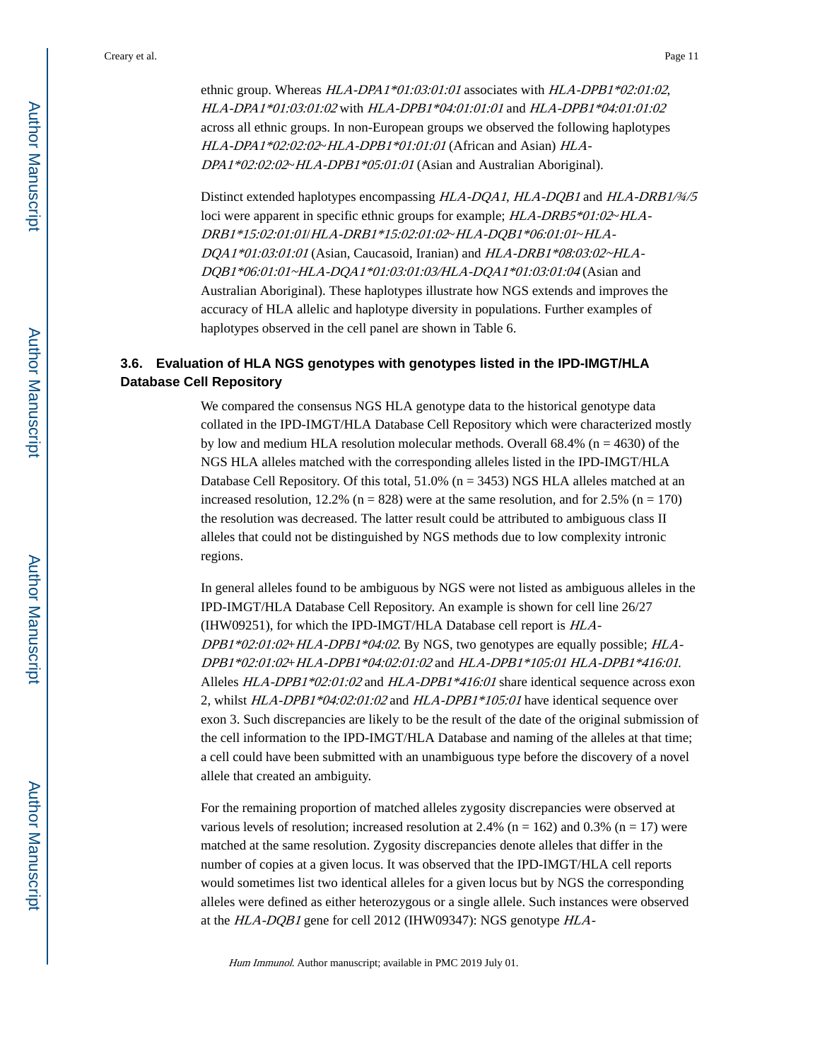ethnic group. Whereas *HLA-DPA1*01:03:01:01* associates with *HLA-DPB1*02:01:02*, *HLA-DPA1*01:03:01:02* with *HLA-DPB1*04:01:01:01* and *HLA-DPB1*04:01:01:02* across all ethnic groups. In non-European groups we observed the following haplotypes *HLA-DPA1*02:02:02~HLA-DPB1*01:01:01* (African and Asian) *HLA-DPA1*02:02:02~HLA-DPB1*05:01:01* (Asian and Australian Aboriginal).

Distinct extended haplotypes encompassing *HLA-DQA1*, *HLA-DQB1* and *HLA-DRB1/¾/5* loci were apparent in specific ethnic groups for example; *HLA-DRB5*01:02~HLA-DRB1*15:02:01:01/HLA-DRB1*15:02:01:02~HLA-DQB1*06:01:01~HLA-DQA1*01:03:01:01* (Asian, Caucasoid, Iranian) and *HLA-DRB1*08:03:02~HLA-DQB1*06:01:01~HLA-DQA1*01:03:01:03/HLA-DQA1*01:03:01:04* (Asian and Australian Aboriginal). These haplotypes illustrate how NGS extends and improves the accuracy of HLA allelic and haplotype diversity in populations. Further examples of haplotypes observed in the cell panel are shown in Table 6.

### 3.6. Evaluation of HLA NGS genotypes with genotypes listed in the IPD-IMGT/HLA Database Cell Repository

We compared the consensus NGS HLA genotype data to the historical genotype data collated in the IPD-IMGT/HLA Database Cell Repository which were characterized mostly by low and medium HLA resolution molecular methods. Overall 68.4% (n = 4630) of the NGS HLA alleles matched with the corresponding alleles listed in the IPD-IMGT/HLA Database Cell Repository. Of this total, 51.0% (n = 3453) NGS HLA alleles matched at an increased resolution, 12.2% (n = 828) were at the same resolution, and for 2.5% (n = 170) the resolution was decreased. The latter result could be attributed to ambiguous class II alleles that could not be distinguished by NGS methods due to low complexity intronic regions.

In general alleles found to be ambiguous by NGS were not listed as ambiguous alleles in the IPD-IMGT/HLA Database Cell Repository. An example is shown for cell line 26/27 (IHW09251), for which the IPD-IMGT/HLA Database cell report is *HLA-DPB1*02:01:02+HLA-DPB1*04:02*. By NGS, two genotypes are equally possible; *HLA-DPB1*02:01:02+HLA-DPB1*04:02:01:02* and *HLA-DPB1*105:01 HLA-DPB1*416:01*. Alleles *HLA-DPB1*02:01:02* and *HLA-DPB1*416:01* share identical sequence across exon 2, whilst *HLA-DPB1*04:02:01:02* and *HLA-DPB1*105:01* have identical sequence over exon 3. Such discrepancies are likely to be the result of the date of the original submission of the cell information to the IPD-IMGT/HLA Database and naming of the alleles at that time; a cell could have been submitted with an unambiguous type before the discovery of a novel allele that created an ambiguity.

For the remaining proportion of matched alleles zygosity discrepancies were observed at various levels of resolution; increased resolution at 2.4% (n = 162) and 0.3% (n = 17) were matched at the same resolution. Zygosity discrepancies denote alleles that differ in the number of copies at a given locus. It was observed that the IPD-IMGT/HLA cell reports would sometimes list two identical alleles for a given locus but by NGS the corresponding alleles were defined as either heterozygous or a single allele. Such instances were observed at the *HLA-DQB1* gene for cell 2012 (IHW09347): NGS genotype *HLA-*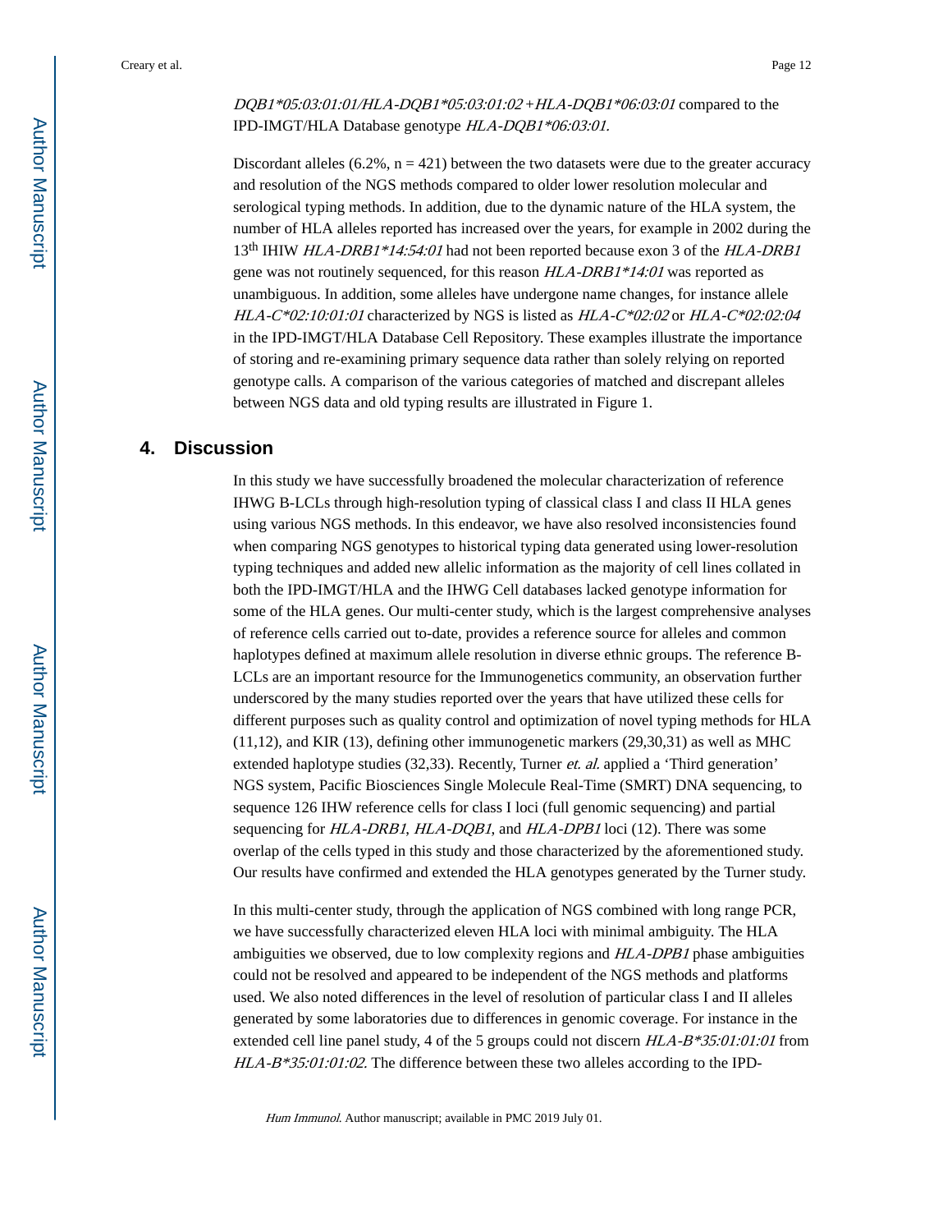*DQB1*05:03:01:01/HLA-DQB1*05:03:01:02+HLA-DQB1*06:03:01* compared to the IPD-IMGT/HLA Database genotype *HLA-DQB1*06:03:01.*

Discordant alleles (6.2%, n = 421) between the two datasets were due to the greater accuracy and resolution of the NGS methods compared to older lower resolution molecular and serological typing methods. In addition, due to the dynamic nature of the HLA system, the number of HLA alleles reported has increased over the years, for example in 2002 during the 13th IHIW *HLA-DRB1*14:54:01* had not been reported because exon 3 of the *HLA-DRB1* gene was not routinely sequenced, for this reason *HLA-DRB1*14:01* was reported as unambiguous. In addition, some alleles have undergone name changes, for instance allele *HLA-C*02:10:01:01* characterized by NGS is listed as *HLA-C*02:02* or *HLA-C*02:02:04* in the IPD-IMGT/HLA Database Cell Repository. These examples illustrate the importance of storing and re-examining primary sequence data rather than solely relying on reported genotype calls. A comparison of the various categories of matched and discrepant alleles between NGS data and old typing results are illustrated in Figure 1.

## 4. Discussion

In this study we have successfully broadened the molecular characterization of reference IHWG B-LCLs through high-resolution typing of classical class I and class II HLA genes using various NGS methods. In this endeavor, we have also resolved inconsistencies found when comparing NGS genotypes to historical typing data generated using lower-resolution typing techniques and added new allelic information as the majority of cell lines collated in both the IPD-IMGT/HLA and the IHWG Cell databases lacked genotype information for some of the HLA genes. Our multi-center study, which is the largest comprehensive analyses of reference cells carried out to-date, provides a reference source for alleles and common haplotypes defined at maximum allele resolution in diverse ethnic groups. The reference B-LCLs are an important resource for the Immunogenetics community, an observation further underscored by the many studies reported over the years that have utilized these cells for different purposes such as quality control and optimization of novel typing methods for HLA (11,12), and KIR (13), defining other immunogenetic markers (29,30,31) as well as MHC extended haplotype studies (32,33). Recently, Turner *et. al.* applied a 'Third generation' NGS system, Pacific Biosciences Single Molecule Real-Time (SMRT) DNA sequencing, to sequence 126 IHW reference cells for class I loci (full genomic sequencing) and partial sequencing for *HLA-DRB1*, *HLA-DQB1*, and *HLA-DPB1* loci (12). There was some overlap of the cells typed in this study and those characterized by the aforementioned study. Our results have confirmed and extended the HLA genotypes generated by the Turner study.

In this multi-center study, through the application of NGS combined with long range PCR, we have successfully characterized eleven HLA loci with minimal ambiguity. The HLA ambiguities we observed, due to low complexity regions and *HLA-DPB1* phase ambiguities could not be resolved and appeared to be independent of the NGS methods and platforms used. We also noted differences in the level of resolution of particular class I and II alleles generated by some laboratories due to differences in genomic coverage. For instance in the extended cell line panel study, 4 of the 5 groups could not discern *HLA-B*35:01:01:01* from *HLA-B*35:01:01:02*. The difference between these two alleles according to the IPD-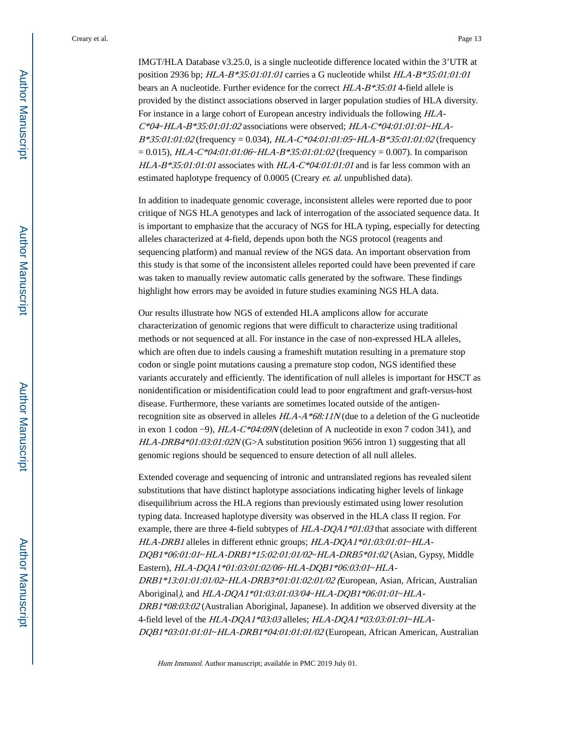IMGT/HLA Database v3.25.0, is a single nucleotide difference located within the 3'UTR at position 2936 bp; *HLA-B*35:01:01:01* carries a G nucleotide whilst *HLA-B*35:01:01:01* bears an A nucleotide. Further evidence for the correct *HLA-B*35:01* 4-field allele is provided by the distinct associations observed in larger population studies of HLA diversity. For instance in a large cohort of European ancestry individuals the following *HLA-C*04~HLA-B*35:01:01:02* associations were observed; *HLA-C*04:01:01:01~HLA-B*35:01:01:02* (frequency = 0.034), *HLA-C*04:01:01:05~HLA-B*35:01:01:02* (frequency = 0.015), *HLA-C*04:01:01:06~HLA-B*35:01:01:02* (frequency = 0.007). In comparison *HLA-B*35:01:01:01* associates with *HLA-C*04:01:01:01* and is far less common with an estimated haplotype frequency of 0.0005 (Creary *et. al.* unpublished data).

In addition to inadequate genomic coverage, inconsistent alleles were reported due to poor critique of NGS HLA genotypes and lack of interrogation of the associated sequence data. It is important to emphasize that the accuracy of NGS for HLA typing, especially for detecting alleles characterized at 4-field, depends upon both the NGS protocol (reagents and sequencing platform) and manual review of the NGS data. An important observation from this study is that some of the inconsistent alleles reported could have been prevented if care was taken to manually review automatic calls generated by the software. These findings highlight how errors may be avoided in future studies examining NGS HLA data.

Our results illustrate how NGS of extended HLA amplicons allow for accurate characterization of genomic regions that were difficult to characterize using traditional methods or not sequenced at all. For instance in the case of non-expressed HLA alleles, which are often due to indels causing a frameshift mutation resulting in a premature stop codon or single point mutations causing a premature stop codon, NGS identified these variants accurately and efficiently. The identification of null alleles is important for HSCT as nonidentification or misidentification could lead to poor engraftment and graft-versus-host disease. Furthermore, these variants are sometimes located outside of the antigen-recognition site as observed in alleles *HLA-A*68:11N* (due to a deletion of the G nucleotide in exon 1 codon −9), *HLA-C*04:09N* (deletion of A nucleotide in exon 7 codon 341), and *HLA-DRB4*01:03:01:02N* (G>A substitution position 9656 intron 1) suggesting that all genomic regions should be sequenced to ensure detection of all null alleles.

Extended coverage and sequencing of intronic and untranslated regions has revealed silent substitutions that have distinct haplotype associations indicating higher levels of linkage disequilibrium across the HLA regions than previously estimated using lower resolution typing data. Increased haplotype diversity was observed in the HLA class II region. For example, there are three 4-field subtypes of *HLA-DQA1*01:03* that associate with different *HLA-DRB1* alleles in different ethnic groups; *HLA-DQA1*01:03:01:01~HLA-DQB1*06:01:01~HLA-DRB1*15:02:01:01/02~HLA-DRB5*01:02* (Asian, Gypsy, Middle Eastern), *HLA-DQA1*01:03:01:02/06~HLA-DQB1*06:03:01~HLA-DRB1*13:01:01:01/02~HLA-DRB3*01:01:02:01/02* (European, Asian, African, Australian Aboriginal), and *HLA-DQA1*01:03:01:03/04~HLA-DQB1*06:01:01~HLA-DRB1*08:03:02* (Australian Aboriginal, Japanese). In addition we observed diversity at the 4-field level of the *HLA-DQA1*03:03* alleles; *HLA-DQA1*03:03:01:01~HLA-DQB1*03:01:01:01~HLA-DRB1*04:01:01:01/02* (European, African American, Australian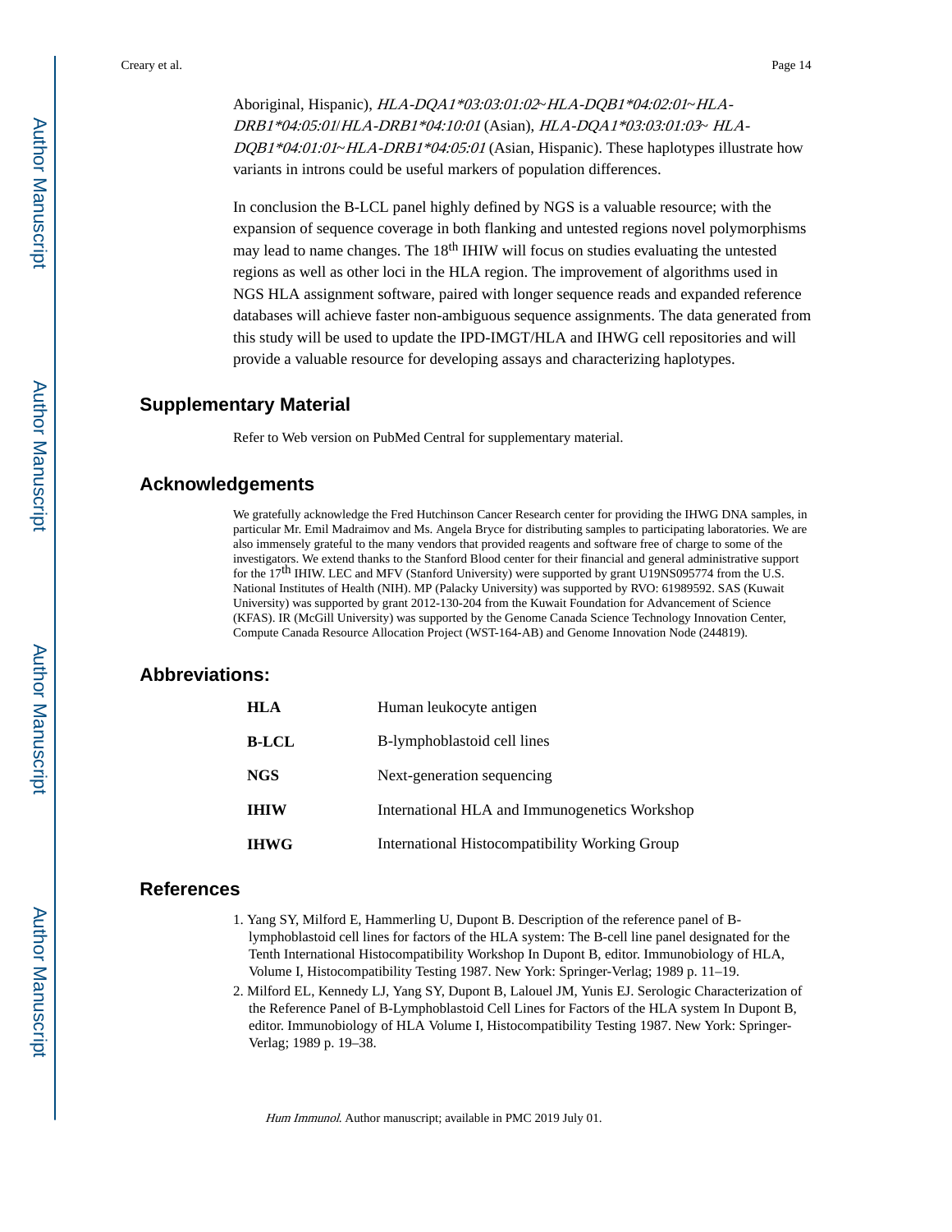Aboriginal, Hispanic), *HLA-DQA1*03:03:01:02~HLA-DQB1*04:02:01~HLA-DRB1*04:05:01*/*HLA-DRB1*04:10:01* (Asian), *HLA-DQA1*03:03:01:03~ HLA-DQB1*04:01:01~HLA-DRB1*04:05:01* (Asian, Hispanic). These haplotypes illustrate how variants in introns could be useful markers of population differences.

In conclusion the B-LCL panel highly defined by NGS is a valuable resource; with the expansion of sequence coverage in both flanking and untested regions novel polymorphisms may lead to name changes. The 18th IHIW will focus on studies evaluating the untested regions as well as other loci in the HLA region. The improvement of algorithms used in NGS HLA assignment software, paired with longer sequence reads and expanded reference databases will achieve faster non-ambiguous sequence assignments. The data generated from this study will be used to update the IPD-IMGT/HLA and IHWG cell repositories and will provide a valuable resource for developing assays and characterizing haplotypes.

## Supplementary Material

Refer to Web version on PubMed Central for supplementary material.

## Acknowledgements

We gratefully acknowledge the Fred Hutchinson Cancer Research center for providing the IHWG DNA samples, in particular Mr. Emil Madraimov and Ms. Angela Bryce for distributing samples to participating laboratories. We are also immensely grateful to the many vendors that provided reagents and software free of charge to some of the investigators. We extend thanks to the Stanford Blood center for their financial and general administrative support for the 17th IHIW. LEC and MFV (Stanford University) were supported by grant U19NS095774 from the U.S. National Institutes of Health (NIH). MP (Palacky University) was supported by RVO: 61989592. SAS (Kuwait University) was supported by grant 2012-130-204 from the Kuwait Foundation for Advancement of Science (KFAS). IR (McGill University) was supported by the Genome Canada Science Technology Innovation Center, Compute Canada Resource Allocation Project (WST-164-AB) and Genome Innovation Node (244819).

## Abbreviations:

| | |
|---|---|
| **HLA** | Human leukocyte antigen |
| **B-LCL** | B-lymphoblastoid cell lines |
| **NGS** | Next-generation sequencing |
| **IHIW** | International HLA and Immunogenetics Workshop |
| **IHWG** | International Histocompatibility Working Group |

## References

1. Yang SY, Milford E, Hammerling U, Dupont B. Description of the reference panel of B-lymphoblastoid cell lines for factors of the HLA system: The B-cell line panel designated for the Tenth International Histocompatibility Workshop In Dupont B, editor. Immunobiology of HLA, Volume I, Histocompatibility Testing 1987. New York: Springer-Verlag; 1989 p. 11–19.
2. Milford EL, Kennedy LJ, Yang SY, Dupont B, Lalouel JM, Yunis EJ. Serologic Characterization of the Reference Panel of B-Lymphoblastoid Cell Lines for Factors of the HLA system In Dupont B, editor. Immunobiology of HLA Volume I, Histocompatibility Testing 1987. New York: Springer-Verlag; 1989 p. 19–38.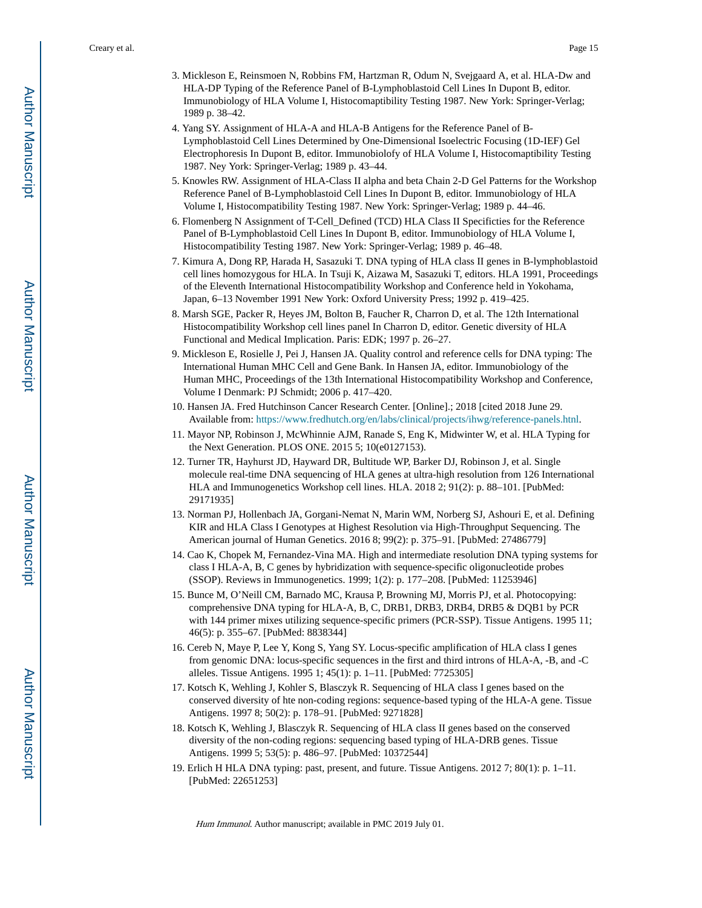3. Mickleson E, Reinsmoen N, Robbins FM, Hartzman R, Odum N, Svejgaard A, et al. HLA-Dw and HLA-DP Typing of the Reference Panel of B-Lymphoblastoid Cell Lines In Dupont B, editor. Immunobiology of HLA Volume I, Histocomaptibility Testing 1987. New York: Springer-Verlag; 1989 p. 38–42.
4. Yang SY. Assignment of HLA-A and HLA-B Antigens for the Reference Panel of B-Lymphoblastoid Cell Lines Determined by One-Dimensional Isoelectric Focusing (1D-IEF) Gel Electrophoresis In Dupont B, editor. Immunobiolofy of HLA Volume I, Histocomaptibility Testing 1987. Ney York: Springer-Verlag; 1989 p. 43–44.
5. Knowles RW. Assignment of HLA-Class II alpha and beta Chain 2-D Gel Patterns for the Workshop Reference Panel of B-Lymphoblastoid Cell Lines In Dupont B, editor. Immunobiology of HLA Volume I, Histocompatibility Testing 1987. New York: Springer-Verlag; 1989 p. 44–46.
6. Flomenberg N Assignment of T-Cell_Defined (TCD) HLA Class II Specifcties for the Reference Panel of B-Lymphoblastoid Cell Lines In Dupont B, editor. Immunobiology of HLA Volume I, Histocompatibility Testing 1987. New York: Springer-Verlag; 1989 p. 46–48.
7. Kimura A, Dong RP, Harada H, Sasazuki T. DNA typing of HLA class II genes in B-lymphoblastoid cell lines homozygous for HLA. In Tsuji K, Aizawa M, Sasazuki T, editors. HLA 1991, Proceedings of the Eleventh International Histocompatibility Workshop and Conference held in Yokohama, Japan, 6–13 November 1991 New York: Oxford University Press; 1992 p. 419–425.
8. Marsh SGE, Packer R, Heyes JM, Bolton B, Faucher R, Charron D, et al. The 12th International Histocompatibility Workshop cell lines panel In Charron D, editor. Genetic diversity of HLA Functional and Medical Implication. Paris: EDK; 1997 p. 26–27.
9. Mickleson E, Rosielle J, Pei J, Hansen JA. Quality control and reference cells for DNA typing: The International Human MHC Cell and Gene Bank. In Hansen JA, editor. Immunobiology of the Human MHC, Proceedings of the 13th International Histocompatibility Workshop and Conference, Volume I Denmark: PJ Schmidt; 2006 p. 417–420.
10. Hansen JA. Fred Hutchinson Cancer Research Center. [Online].; 2018 [cited 2018 June 29. Available from: https://www.fredhutch.org/en/labs/clinical/projects/ihwg/reference-panels.html.
11. Mayor NP, Robinson J, McWhinnie AJM, Ranade S, Eng K, Midwinter W, et al. HLA Typing for the Next Generation. PLOS ONE. 2015 5; 10(e0127153).
12. Turner TR, Hayhurst JD, Hayward DR, Bultitude WP, Barker DJ, Robinson J, et al. Single molecule real-time DNA sequencing of HLA genes at ultra-high resolution from 126 International HLA and Immunogenetics Workshop cell lines. HLA. 2018 2; 91(2): p. 88–101. [PubMed: 29171935]
13. Norman PJ, Hollenbach JA, Gorgani-Nemat N, Marin WM, Norberg SJ, Ashouri E, et al. Defining KIR and HLA Class I Genotypes at Highest Resolution via High-Throughput Sequencing. The American journal of Human Genetics. 2016 8; 99(2): p. 375–91. [PubMed: 27486779]
14. Cao K, Chopek M, Fernandez-Vina MA. High and intermediate resolution DNA typing systems for class I HLA-A, B, C genes by hybridization with sequence-specific oligonucleotide probes (SSOP). Reviews in Immunogenetics. 1999; 1(2): p. 177–208. [PubMed: 11253946]
15. Bunce M, O'Neill CM, Barnado MC, Krausa P, Browning MJ, Morris PJ, et al. Photocopying: comprehensive DNA typing for HLA-A, B, C, DRB1, DRB3, DRB4, DRB5 & DQB1 by PCR with 144 primer mixes utilizing sequence-specific primers (PCR-SSP). Tissue Antigens. 1995 11; 46(5): p. 355–67. [PubMed: 8838344]
16. Cereb N, Maye P, Lee Y, Kong S, Yang SY. Locus-specific amplification of HLA class I genes from genomic DNA: locus-specific sequences in the first and third introns of HLA-A, -B, and -C alleles. Tissue Antigens. 1995 1; 45(1): p. 1–11. [PubMed: 7725305]
17. Kotsch K, Wehling J, Kohler S, Blasczyk R. Sequencing of HLA class I genes based on the conserved diversity of hte non-coding regions: sequence-based typing of the HLA-A gene. Tissue Antigens. 1997 8; 50(2): p. 178–91. [PubMed: 9271828]
18. Kotsch K, Wehling J, Blasczyk R. Sequencing of HLA class II genes based on the conserved diversity of the non-coding regions: sequencing based typing of HLA-DRB genes. Tissue Antigens. 1999 5; 53(5): p. 486–97. [PubMed: 10372544]
19. Erlich H HLA DNA typing: past, present, and future. Tissue Antigens. 2012 7; 80(1): p. 1–11. [PubMed: 22651253]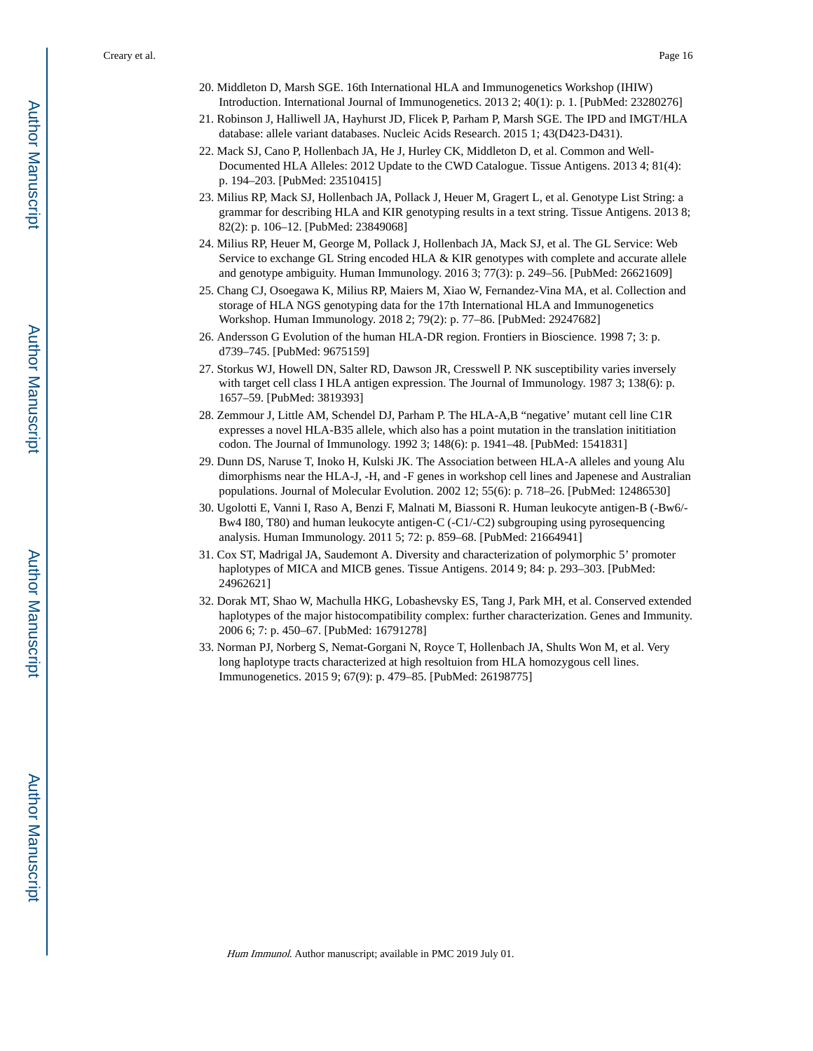20. Middleton D, Marsh SGE. 16th International HLA and Immunogenetics Workshop (IHIW) Introduction. International Journal of Immunogenetics. 2013 2; 40(1): p. 1. [PubMed: 23280276]
21. Robinson J, Halliwell JA, Hayhurst JD, Flicek P, Parham P, Marsh SGE. The IPD and IMGT/HLA database: allele variant databases. Nucleic Acids Research. 2015 1; 43(D423-D431).
22. Mack SJ, Cano P, Hollenbach JA, He J, Hurley CK, Middleton D, et al. Common and Well-Documented HLA Alleles: 2012 Update to the CWD Catalogue. Tissue Antigens. 2013 4; 81(4): p. 194–203. [PubMed: 23510415]
23. Milius RP, Mack SJ, Hollenbach JA, Pollack J, Heuer M, Gragert L, et al. Genotype List String: a grammar for describing HLA and KIR genotyping results in a text string. Tissue Antigens. 2013 8; 82(2): p. 106–12. [PubMed: 23849068]
24. Milius RP, Heuer M, George M, Pollack J, Hollenbach JA, Mack SJ, et al. The GL Service: Web Service to exchange GL String encoded HLA & KIR genotypes with complete and accurate allele and genotype ambiguity. Human Immunology. 2016 3; 77(3): p. 249–56. [PubMed: 26621609]
25. Chang CJ, Osoegawa K, Milius RP, Maiers M, Xiao W, Fernandez-Vina MA, et al. Collection and storage of HLA NGS genotyping data for the 17th International HLA and Immunogenetics Workshop. Human Immunology. 2018 2; 79(2): p. 77–86. [PubMed: 29247682]
26. Andersson G Evolution of the human HLA-DR region. Frontiers in Bioscience. 1998 7; 3: p. d739–745. [PubMed: 9675159]
27. Storkus WJ, Howell DN, Salter RD, Dawson JR, Cresswell P. NK susceptibility varies inversely with target cell class I HLA antigen expression. The Journal of Immunology. 1987 3; 138(6): p. 1657–59. [PubMed: 3819393]
28. Zemmour J, Little AM, Schendel DJ, Parham P. The HLA-A,B “negative’ mutant cell line C1R expresses a novel HLA-B35 allele, which also has a point mutation in the translation inititiation codon. The Journal of Immunology. 1992 3; 148(6): p. 1941–48. [PubMed: 1541831]
29. Dunn DS, Naruse T, Inoko H, Kulski JK. The Association between HLA-A alleles and young Alu dimorphisms near the HLA-J, -H, and -F genes in workshop cell lines and Japenese and Australian populations. Journal of Molecular Evolution. 2002 12; 55(6): p. 718–26. [PubMed: 12486530]
30. Ugolotti E, Vanni I, Raso A, Benzi F, Malnati M, Biassoni R. Human leukocyte antigen-B (-Bw6/-Bw4 I80, T80) and human leukocyte antigen-C (-C1/-C2) subgrouping using pyrosequencing analysis. Human Immunology. 2011 5; 72: p. 859–68. [PubMed: 21664941]
31. Cox ST, Madrigal JA, Saudemont A. Diversity and characterization of polymorphic 5’ promoter haplotypes of MICA and MICB genes. Tissue Antigens. 2014 9; 84: p. 293–303. [PubMed: 24962621]
32. Dorak MT, Shao W, Machulla HKG, Lobashevsky ES, Tang J, Park MH, et al. Conserved extended haplotypes of the major histocompatibility complex: further characterization. Genes and Immunity. 2006 6; 7: p. 450–67. [PubMed: 16791278]
33. Norman PJ, Norberg S, Nemat-Gorgani N, Royce T, Hollenbach JA, Shults Won M, et al. Very long haplotype tracts characterized at high resoltuion from HLA homozygous cell lines. Immunogenetics. 2015 9; 67(9): p. 479–85. [PubMed: 26198775]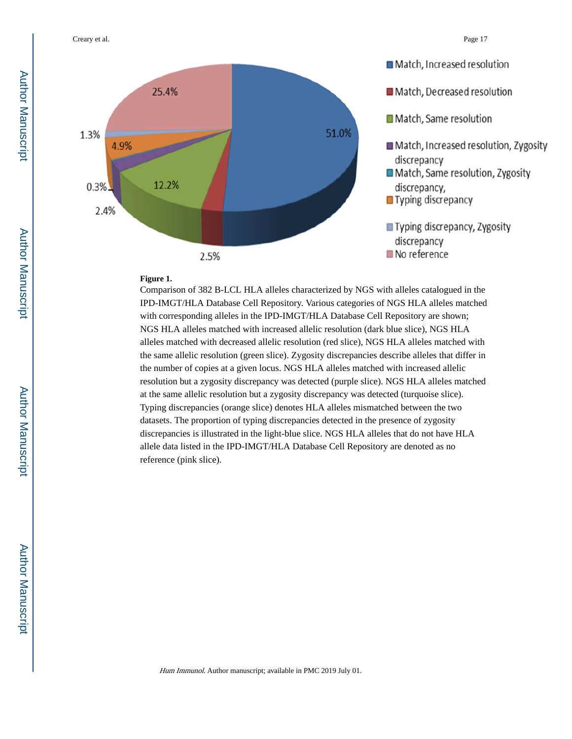**Figure 1.**

Comparison of 382 B-LCL HLA alleles characterized by NGS with alleles catalogued in the IPD-IMGT/HLA Database Cell Repository. Various categories of NGS HLA alleles matched with corresponding alleles in the IPD-IMGT/HLA Database Cell Repository are shown; NGS HLA alleles matched with increased allelic resolution (dark blue slice), NGS HLA alleles matched with decreased allelic resolution (red slice), NGS HLA alleles matched with the same allelic resolution (green slice). Zygosity discrepancies describe alleles that differ in the number of copies at a given locus. NGS HLA alleles matched with increased allelic resolution but a zygosity discrepancy was detected (purple slice). NGS HLA alleles matched at the same allelic resolution but a zygosity discrepancy was detected (turquoise slice). Typing discrepancies (orange slice) denotes HLA alleles mismatched between the two datasets. The proportion of typing discrepancies detected in the presence of zygosity discrepancies is illustrated in the light-blue slice. NGS HLA alleles that do not have HLA allele data listed in the IPD-IMGT/HLA Database Cell Repository are denoted as no reference (pink slice).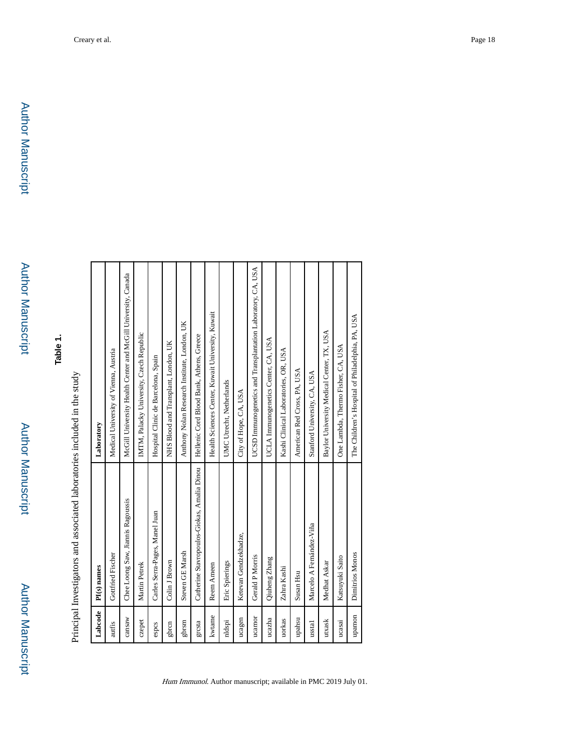**Table 1.**

Principal Investigators and associated laboratories included in the study

| Labcode | PI(s) names | Laboratory |
|---|---|---|
| autfis | Gottfried Fischer | Medical University of Vienna, Austria |
| cansaw | Chee Loong Saw, Jiannis Ragoussis | McGill University Health Center and McGill University, Canada |
| czepet | Martin Petrek | IMTM, Palacky University, Czech Republic |
| espcs | Carles Serra-Pages, Manel Juan | Hospital Clinic de Barcelona, Spain |
| gbrcn | Colin J Brown | NHS Blood and Transplant, London, UK |
| gbrsm | Steven GE Marsh | Anthony Nolan Research Institute, London, UK |
| grcsta | Catherine Stavropoulos-Giokas, Amalia Dinou | Hellenic Cord Blood Bank, Athens, Greece |
| kwtame | Reem Ameen | Health Sciences Center, Kuwait University, Kuwait |
| nldspi | Eric Spierings | UMC Utrecht, Netherlands |
| ucagen | Ketevan Gendzekhadze, | City of Hope, CA, USA |
| ucamor | Gerald P Morris | UCSD Immunogenetics and Transplantation Laboratory, CA, USA |
| ucazha | Qiuheng Zhang | UCLA Immunogenetics Center, CA, USA |
| uorkas | Zahra Kashi | Kashi Clinical Laboratories, OR, USA |
| upahsu | Susan Hsu | American Red Cross, PA, USA |
| ussta1 | Marcelo A Fernández-Viña | Stanford University, CA, USA |
| utxask | Medhat Askar | Baylor University Medical Center, TX, USA |
| ucasai | Katsuyuki Saito | One Lambda, Thermo Fisher, CA, USA |
| upamon | Dimitrios Monos | The Children's Hospital of Philadelphia, PA, USA |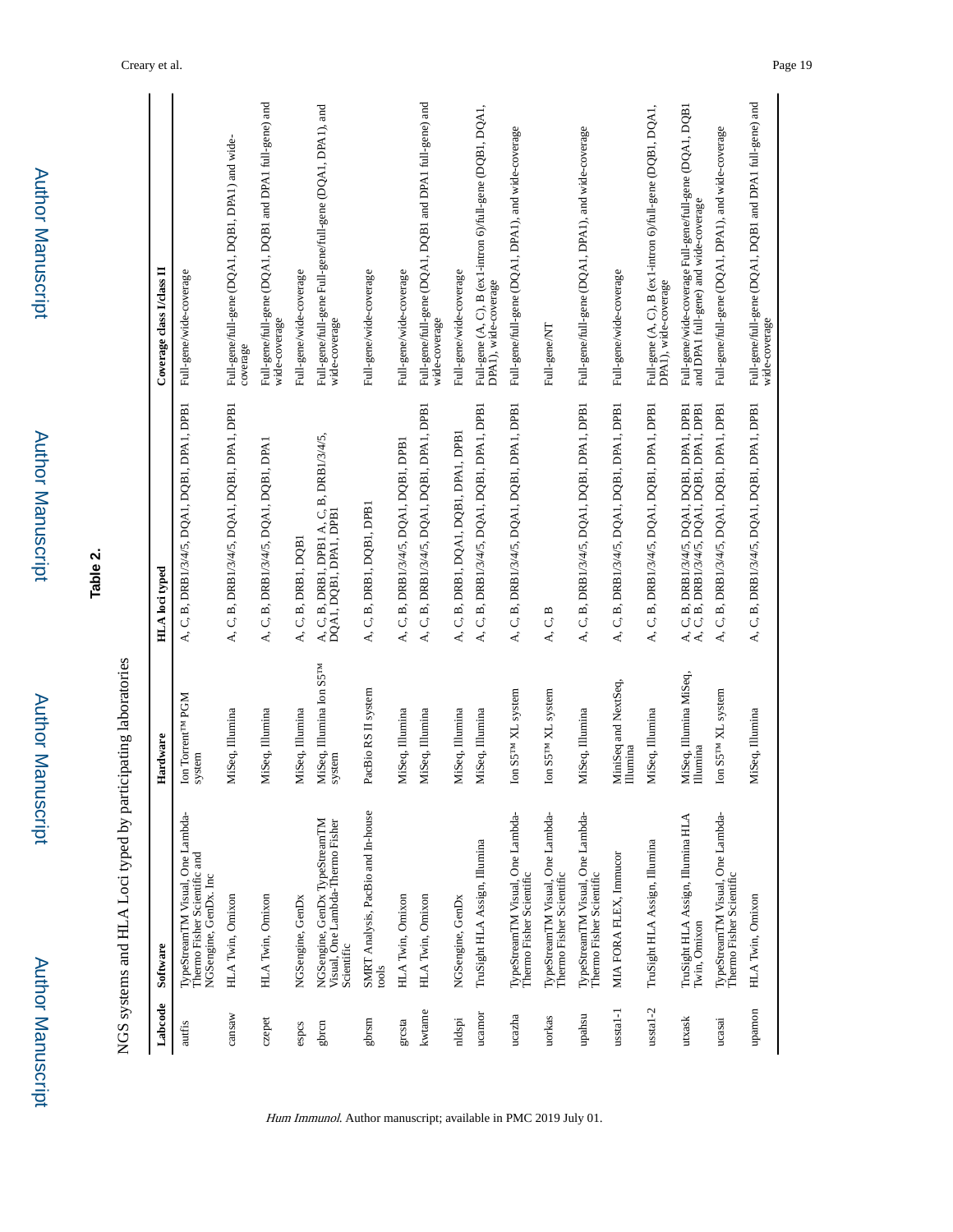## Table 2.

NGS systems and HLA Loci typed by participating laboratories

| Labcode | Software | Hardware | HLA loci typed | Coverage class I/class II |
|---|---|---|---|---|
| autfis | TypeStreamTM Visual, One Lambda-Thermo Fisher Scientific and NGSengine, GenDx. Inc | Ion Torrent™ PGM system | A, C, B, DRB1/3/4/5, DQA1, DQB1, DPA1, DPB1 | Full-gene/wide-coverage |
| cansaw | HLA Twin, Omixon | MiSeq, Illumina | A, C, B, DRB1/3/4/5, DQA1, DQB1, DPA1, DPB1 | Full-gene/full-gene (DQA1, DQB1, DPA1) and wide-coverage |
| czepet | HLA Twin, Omixon | MiSeq, Illumina | A, C, B, DRB1/3/4/5, DQA1, DQB1, DPA1 | Full-gene/full-gene (DQA1, DQB1 and DPA1 full-gene) and wide-coverage |
| espcs | NGSengine, GenDx | MiSeq, Illumina | A, C, B, DRB1, DQB1 | Full-gene/wide-coverage |
| gbrcn | NGSengine, GenDx TypeStreamTM Visual, One Lambda-Thermo Fisher Scientific | MiSeq, Illumina Ion S5™ system | A, C, B, DRB1, DPB1 A, C, B, DRB1/3/4/5, DQA1, DQB1, DPA1, DPB1 | Full-gene Full-gene/full-gene/full-gene (DQA1, DPA1), and wide-coverage |
| gbrsm | SMRT Analysis, PacBio and In-house tools | PacBio RS II system | A, C, B, DRB1, DQB1, DPB1 | Full-gene/wide-coverage |
| grcsta | HLA Twin, Omixon | MiSeq, Illumina | A, C, B, DRB1/3/4/5, DQA1, DQB1, DPB1 | Full-gene/wide-coverage |
| kwtame | HLA Twin, Omixon | MiSeq, Illumina | A, C, B, DRB1/3/4/5, DQA1, DQB1, DPA1, DPB1 | Full-gene/full-gene (DQA1, DQB1 and DPA1 full-gene) and wide-coverage |
| nldspi | NGSengine, GenDx | MiSeq, Illumina | A, C, B, DRB1, DQA1, DQB1, DPA1, DPB1 | Full-gene/wide-coverage |
| ucamor | TruSight HLA Assign, Illumina | MiSeq, Illumina | A, C, B, DRB1/3/4/5, DQA1, DQB1, DPA1, DPB1 | Full-gene (A, C), B (ex1-intron 6)/full-gene (DQB1, DQA1, DPA1), wide-coverage |
| ucazha | TypeStreamTM Visual, One Lambda-Thermo Fisher Scientific | Ion S5™ XL system | A, C, B, DRB1/3/4/5, DQA1, DQB1, DPA1, DPB1 | Full-gene/full-gene (DQA1, DPA1), and wide-coverage |
| uorkas | TypeStreamTM Visual, One Lambda-Thermo Fisher Scientific | Ion S5™ XL system | A, C, B | Full-gene/NT |
| upahsu | TypeStreamTM Visual, One Lambda-Thermo Fisher Scientific | MiSeq, Illumina | A, C, B, DRB1/3/4/5, DQA1, DQB1, DPA1, DPB1 | Full-gene/full-gene (DQA1, DPA1), and wide-coverage |
| ussta1-1 | MIA FORA FLEX, Immucor | MiniSeq and NextSeq, Illumina | A, C, B, DRB1/3/4/5, DQA1, DQB1, DPA1, DPB1 | Full-gene/wide-coverage |
| ussta1-2 | TruSight HLA Assign, Illumina | MiSeq, Illumina | A, C, B, DRB1/3/4/5, DQA1, DQB1, DPA1, DPB1 | Full-gene (A, C), B (ex1-intron 6)/full-gene (DQB1, DQA1, DPA1), wide-coverage |
| utxask | TruSight HLA Assign, Illumina HLA Twin, Omixon | MiSeq, Illumina MiSeq, Illumina | A, C, B, DRB1/3/4/5, DQA1, DQB1, DPA1, DPB1 A, C, B, DRB1/3/4/5, DQA1, DQB1, DPA1, DPB1 | Full-gene/wide-coverage Full-gene/full-gene (DQA1, DQB1 and DPA1 full-gene) and wide-coverage |
| ucasai | TypeStreamTM Visual, One Lambda-Thermo Fisher Scientific | Ion S5™ XL system | A, C, B, DRB1/3/4/5, DQA1, DQB1, DPA1, DPB1 | Full-gene/full-gene (DQA1, DPA1), and wide-coverage |
| upamon | HLA Twin, Omixon | MiSeq, Illumina | A, C, B, DRB1/3/4/5, DQA1, DQB1, DPA1, DPB1 | Full-gene/full-gene (DQA1, DQB1 and DPA1 full-gene) and wide-coverage |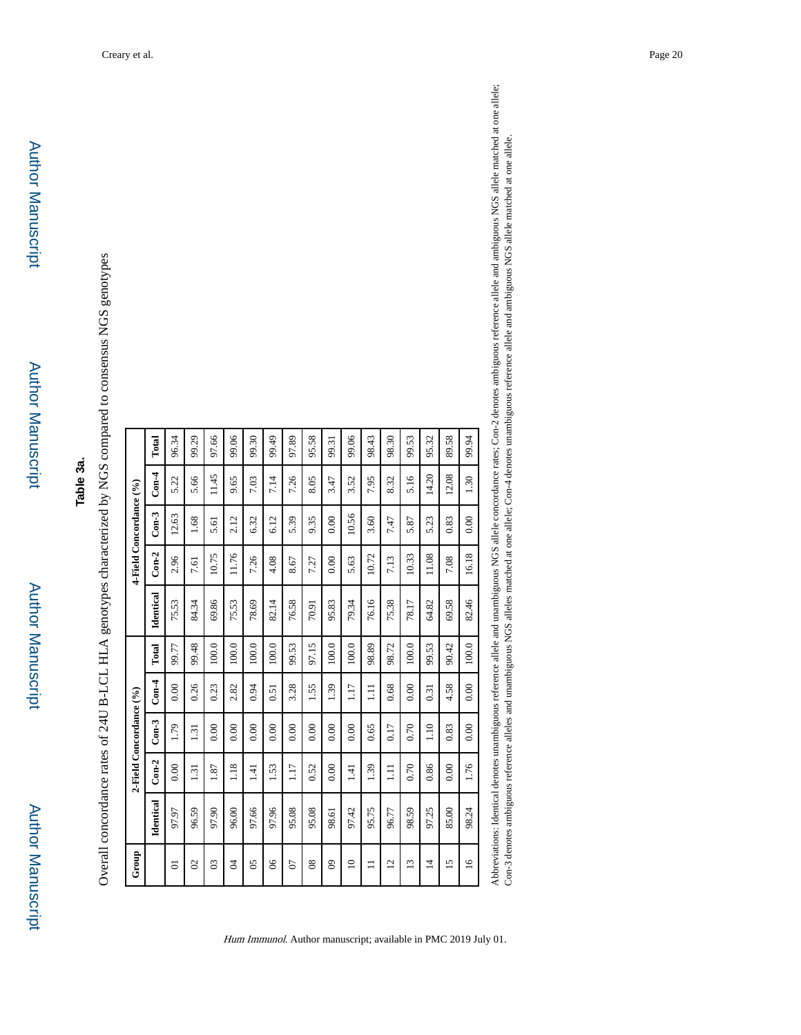## Table 3a.

Overall concordance rates of 24U B-LCL HLA genotypes characterized by NGS compared to consensus NGS genotypes

| Group | 2-Field Concordance (%) | | | | | 4-Field Concordance (%) | | | | |
|---|---|---|---|---|---|---|---|---|---|---|
| | Identical | Con-2 | Con-3 | Con-4 | Total | Identical | Con-2 | Con-3 | Con-4 | Total |
| 01 | 97.97 | 0.00 | 1.79 | 0.00 | 99.77 | 75.53 | 2.96 | 12.63 | 5.22 | 96.34 |
| 02 | 96.59 | 1.31 | 1.31 | 0.26 | 99.48 | 84.34 | 7.61 | 1.68 | 5.66 | 99.29 |
| 03 | 97.90 | 1.87 | 0.00 | 0.23 | 100.0 | 69.86 | 10.75 | 5.61 | 11.45 | 97.66 |
| 04 | 96.00 | 1.18 | 0.00 | 2.82 | 100.0 | 75.53 | 11.76 | 2.12 | 9.65 | 99.06 |
| 05 | 97.66 | 1.41 | 0.00 | 0.94 | 100.0 | 78.69 | 7.26 | 6.32 | 7.03 | 99.30 |
| 06 | 97.96 | 1.53 | 0.00 | 0.51 | 100.0 | 82.14 | 4.08 | 6.12 | 7.14 | 99.49 |
| 07 | 95.08 | 1.17 | 0.00 | 3.28 | 99.53 | 76.58 | 8.67 | 5.39 | 7.26 | 97.89 |
| 08 | 95.08 | 0.52 | 0.00 | 1.55 | 97.15 | 70.91 | 7.27 | 9.35 | 8.05 | 95.58 |
| 09 | 98.61 | 0.00 | 0.00 | 1.39 | 100.0 | 95.83 | 0.00 | 0.00 | 3.47 | 99.31 |
| 10 | 97.42 | 1.41 | 0.00 | 1.17 | 100.0 | 79.34 | 5.63 | 10.56 | 3.52 | 99.06 |
| 11 | 95.75 | 1.39 | 0.65 | 1.11 | 98.89 | 76.16 | 10.72 | 3.60 | 7.95 | 98.43 |
| 12 | 96.77 | 1.11 | 0.17 | 0.68 | 98.72 | 75.38 | 7.13 | 7.47 | 8.32 | 98.30 |
| 13 | 98.59 | 0.70 | 0.70 | 0.00 | 100.0 | 78.17 | 10.33 | 5.87 | 5.16 | 99.53 |
| 14 | 97.25 | 0.86 | 1.10 | 0.31 | 99.53 | 64.82 | 11.08 | 5.23 | 14.20 | 95.32 |
| 15 | 85.00 | 0.00 | 0.83 | 4.58 | 90.42 | 69.58 | 7.08 | 0.83 | 12.08 | 89.58 |
| 16 | 98.24 | 1.76 | 0.00 | 0.00 | 100.0 | 82.46 | 16.18 | 0.00 | 1.30 | 99.94 |

Abbreviations: Identical denotes unambiguous reference allele and unambiguous NGS allele concordance rates; Con-2 denotes ambiguous reference allele and ambiguous NGS allele matched at one allele; Con-3 denotes ambiguous reference alleles and unambiguous NGS alleles matched at one allele; Con-4 denotes unambiguous reference allele and ambiguous NGS allele matched at one allele.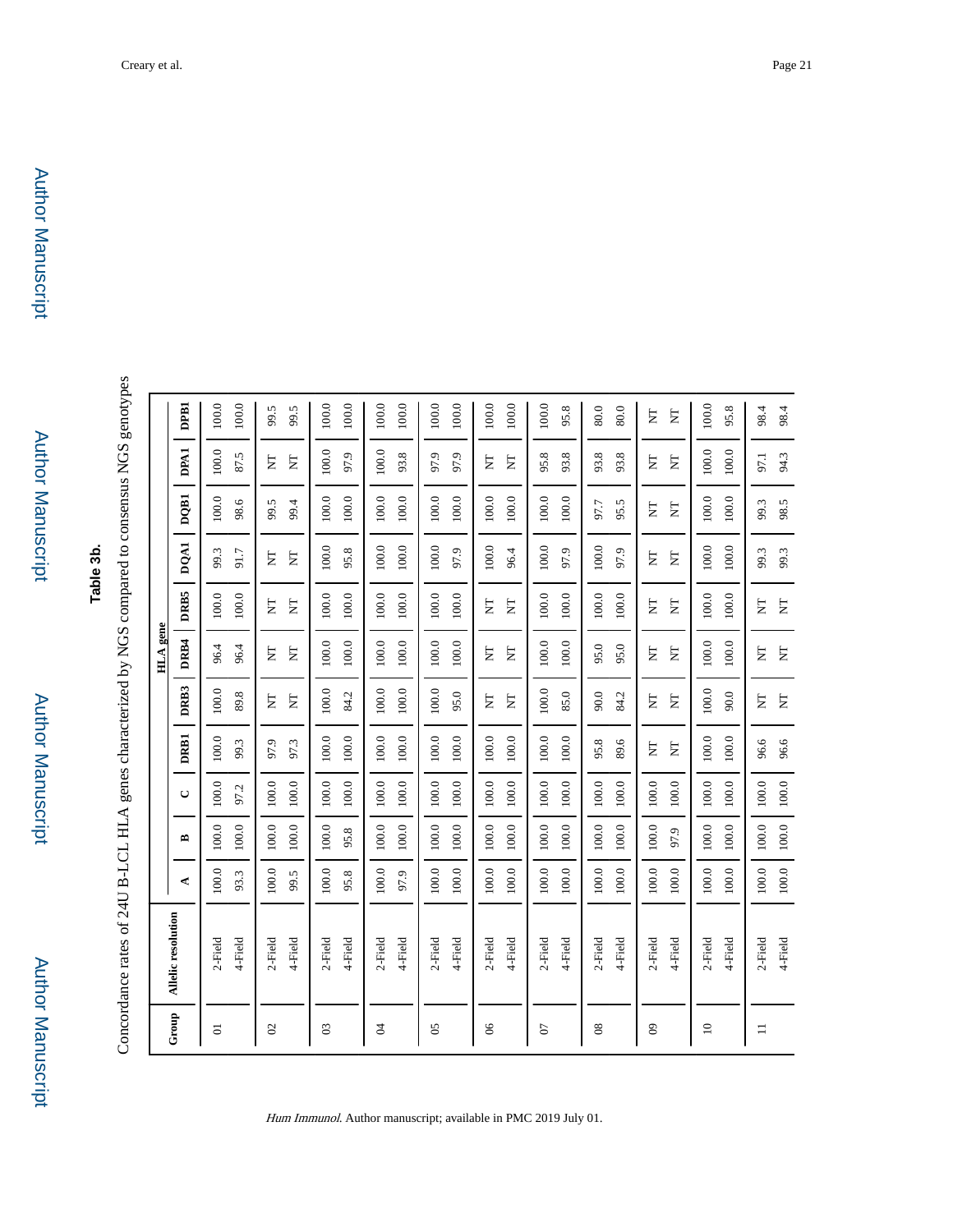## Table 3b.

Concordance rates of 24U B-LCL HLA genes characterized by NGS compared to consensus NGS genotypes

| Group | Allelic resolution | HLA gene | | | | | | | | | | |
|---|---|---|---|---|---|---|---|---|---|---|---|---|
| | | A | B | C | DRB1 | DRB3 | DRB4 | DRB5 | DQA1 | DQB1 | DPA1 | DPB1 |
| 01 | 2-Field | 100.0 | 100.0 | 100.0 | 100.0 | 100.0 | 96.4 | 100.0 | 99.3 | 100.0 | 100.0 | 100.0 |
| | 4-Field | 93.3 | 100.0 | 97.2 | 99.3 | 89.8 | 96.4 | 100.0 | 91.7 | 98.6 | 87.5 | 100.0 |
| 02 | 2-Field | 100.0 | 100.0 | 100.0 | 97.9 | NT | NT | NT | NT | 99.5 | NT | 99.5 |
| | 4-Field | 99.5 | 100.0 | 100.0 | 97.3 | NT | NT | NT | NT | 99.4 | NT | 99.5 |
| 03 | 2-Field | 100.0 | 100.0 | 100.0 | 100.0 | 100.0 | 100.0 | 100.0 | 100.0 | 100.0 | 100.0 | 100.0 |
| | 4-Field | 95.8 | 95.8 | 100.0 | 100.0 | 84.2 | 100.0 | 100.0 | 95.8 | 100.0 | 97.9 | 100.0 |
| 04 | 2-Field | 100.0 | 100.0 | 100.0 | 100.0 | 100.0 | 100.0 | 100.0 | 100.0 | 100.0 | 100.0 | 100.0 |
| | 4-Field | 97.9 | 100.0 | 100.0 | 100.0 | 100.0 | 100.0 | 100.0 | 100.0 | 100.0 | 93.8 | 100.0 |
| 05 | 2-Field | 100.0 | 100.0 | 100.0 | 100.0 | 100.0 | 100.0 | 100.0 | 100.0 | 100.0 | 97.9 | 100.0 |
| | 4-Field | 100.0 | 100.0 | 100.0 | 100.0 | 95.0 | 100.0 | 100.0 | 97.9 | 100.0 | 97.9 | 100.0 |
| 06 | 2-Field | 100.0 | 100.0 | 100.0 | 100.0 | NT | NT | NT | 100.0 | 100.0 | NT | 100.0 |
| | 4-Field | 100.0 | 100.0 | 100.0 | 100.0 | NT | NT | NT | 96.4 | 100.0 | NT | 100.0 |
| 07 | 2-Field | 100.0 | 100.0 | 100.0 | 100.0 | 100.0 | 100.0 | 100.0 | 100.0 | 100.0 | 95.8 | 100.0 |
| | 4-Field | 100.0 | 100.0 | 100.0 | 100.0 | 85.0 | 100.0 | 100.0 | 97.9 | 100.0 | 93.8 | 95.8 |
| 08 | 2-Field | 100.0 | 100.0 | 100.0 | 95.8 | 90.0 | 95.0 | 100.0 | 100.0 | 97.7 | 93.8 | 80.0 |
| | 4-Field | 100.0 | 100.0 | 100.0 | 89.6 | 84.2 | 95.0 | 100.0 | 97.9 | 95.5 | 93.8 | 80.0 |
| 09 | 2-Field | 100.0 | 100.0 | 100.0 | NT | NT | NT | NT | NT | NT | NT | NT |
| | 4-Field | 100.0 | 97.9 | 100.0 | NT | NT | NT | NT | NT | NT | NT | NT |
| 10 | 2-Field | 100.0 | 100.0 | 100.0 | 100.0 | 100.0 | 100.0 | 100.0 | 100.0 | 100.0 | 100.0 | 100.0 |
| | 4-Field | 100.0 | 100.0 | 100.0 | 100.0 | 90.0 | 100.0 | 100.0 | 100.0 | 100.0 | 100.0 | 95.8 |
| 11 | 2-Field | 100.0 | 100.0 | 100.0 | 96.6 | NT | NT | NT | 99.3 | 99.3 | 97.1 | 98.4 |
| | 4-Field | 100.0 | 100.0 | 100.0 | 96.6 | NT | NT | NT | 99.3 | 98.5 | 94.3 | 98.4 |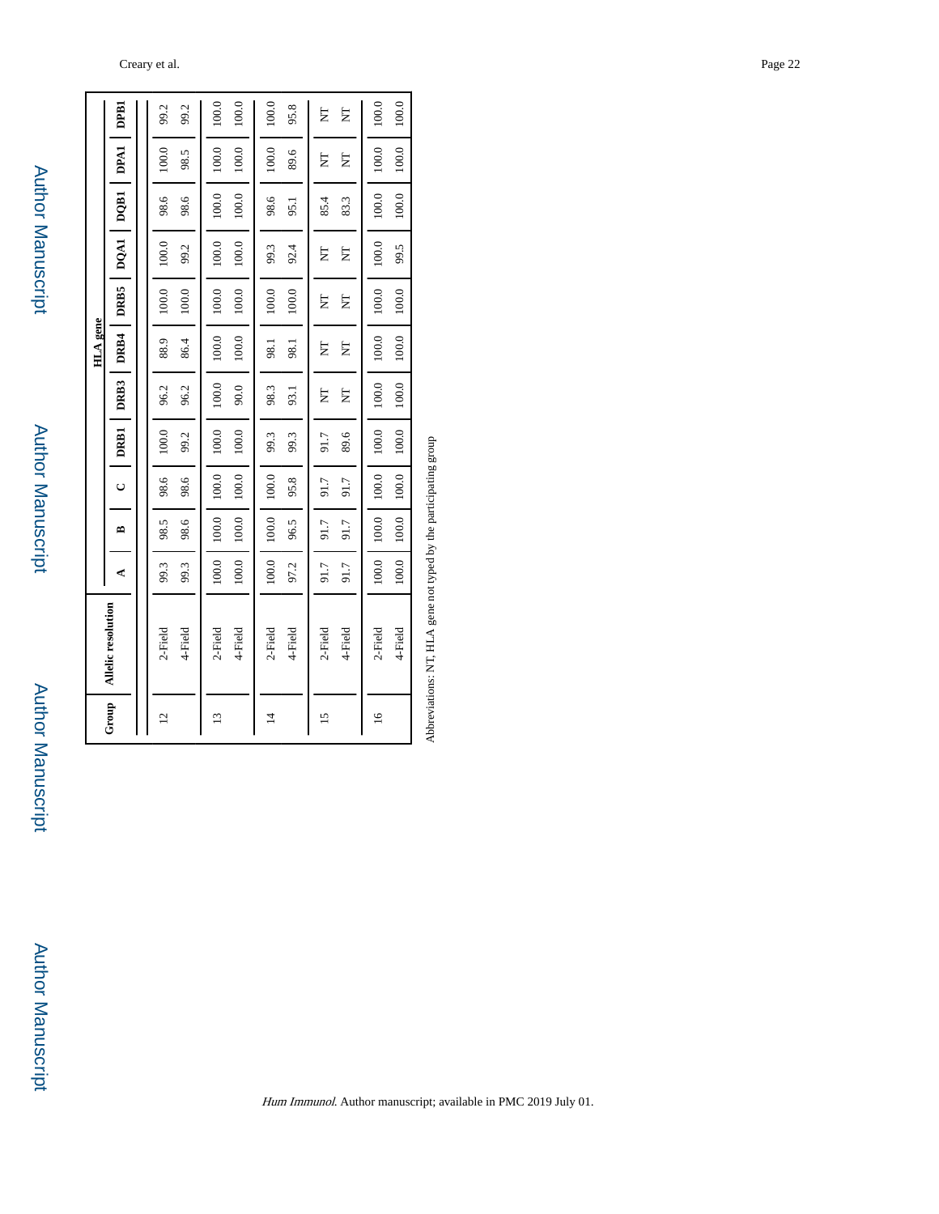| Group | Allelic resolution | HLA gene | | | | | | | | | | |
|---|---|---|---|---|---|---|---|---|---|---|---|---|
| | | A | B | C | DRB1 | DRB3 | DRB4 | DRB5 | DQA1 | DQB1 | DPA1 | DPB1 |
| 12 | 2-Field | 99.3 | 98.5 | 98.6 | 100.0 | 96.2 | 88.9 | 100.0 | 100.0 | 98.6 | 100.0 | 99.2 |
| | 4-Field | 99.3 | 98.6 | 98.6 | 99.2 | 96.2 | 86.4 | 100.0 | 99.2 | 98.6 | 98.5 | 99.2 |
| 13 | 2-Field | 100.0 | 100.0 | 100.0 | 100.0 | 100.0 | 100.0 | 100.0 | 100.0 | 100.0 | 100.0 | 100.0 |
| | 4-Field | 100.0 | 100.0 | 100.0 | 100.0 | 90.0 | 100.0 | 100.0 | 100.0 | 100.0 | 100.0 | 100.0 |
| 14 | 2-Field | 100.0 | 100.0 | 100.0 | 99.3 | 98.3 | 98.1 | 100.0 | 99.3 | 98.6 | 100.0 | 100.0 |
| | 4-Field | 97.2 | 96.5 | 95.8 | 99.3 | 93.1 | 98.1 | 100.0 | 92.4 | 95.1 | 89.6 | 95.8 |
| 15 | 2-Field | 91.7 | 91.7 | 91.7 | 91.7 | NT | NT | NT | NT | 85.4 | NT | NT |
| | 4-Field | 91.7 | 91.7 | 91.7 | 89.6 | NT | NT | NT | NT | 83.3 | NT | NT |
| 16 | 2-Field | 100.0 | 100.0 | 100.0 | 100.0 | 100.0 | 100.0 | 100.0 | 100.0 | 100.0 | 100.0 | 100.0 |
| | 4-Field | 100.0 | 100.0 | 100.0 | 100.0 | 100.0 | 100.0 | 100.0 | 99.5 | 100.0 | 100.0 | 100.0 |

Abbreviations: NT, HLA gene not typed by the participating group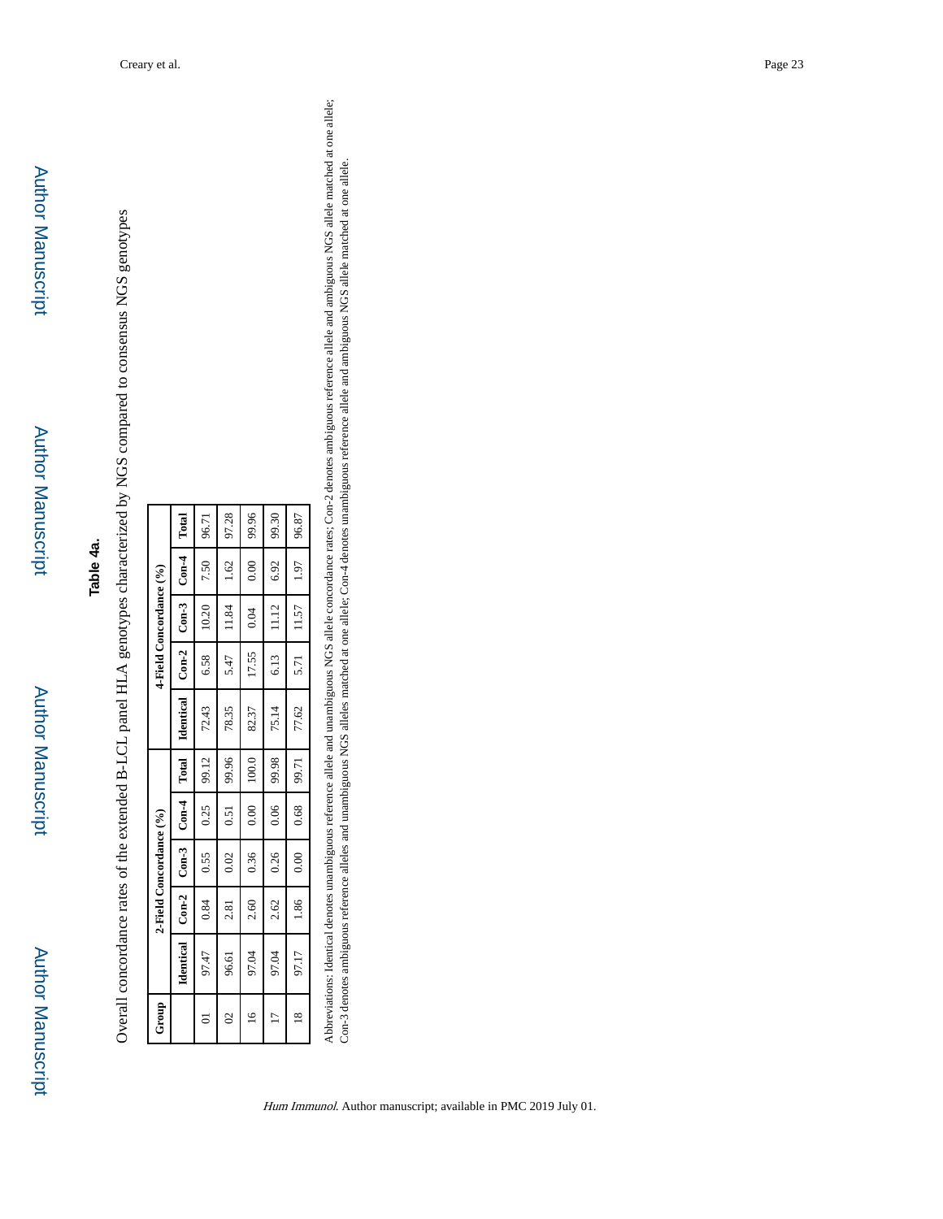**Table 4a.**

Overall concordance rates of the extended B-LCL panel HLA genotypes characterized by NGS compared to consensus NGS genotypes

| Group | 2-Field Concordance (%) | | | | | 4-Field Concordance (%) | | | | |
|---|---|---|---|---|---|---|---|---|---|---|
| | Identical | Con-2 | Con-3 | Con-4 | Total | Identical | Con-2 | Con-3 | Con-4 | Total |
| 01 | 97.47 | 0.84 | 0.55 | 0.25 | 99.12 | 72.43 | 6.58 | 10.20 | 7.50 | 96.71 |
| 02 | 96.61 | 2.81 | 0.02 | 0.51 | 99.96 | 78.35 | 5.47 | 11.84 | 1.62 | 97.28 |
| 16 | 97.04 | 2.60 | 0.36 | 0.00 | 100.0 | 82.37 | 17.55 | 0.04 | 0.00 | 99.96 |
| 17 | 97.04 | 2.62 | 0.26 | 0.06 | 99.98 | 75.14 | 6.13 | 11.12 | 6.92 | 99.30 |
| 18 | 97.17 | 1.86 | 0.00 | 0.68 | 99.71 | 77.62 | 5.71 | 11.57 | 1.97 | 96.87 |

Abbreviations: Identical denotes unambiguous reference allele and unambiguous NGS allele concordance rates; Con-2 denotes ambiguous reference allele and ambiguous NGS allele matched at one allele; Con-3 denotes ambiguous reference alleles and unambiguous NGS alleles matched at one allele; Con-4 denotes unambiguous reference allele and ambiguous NGS allele matched at one allele.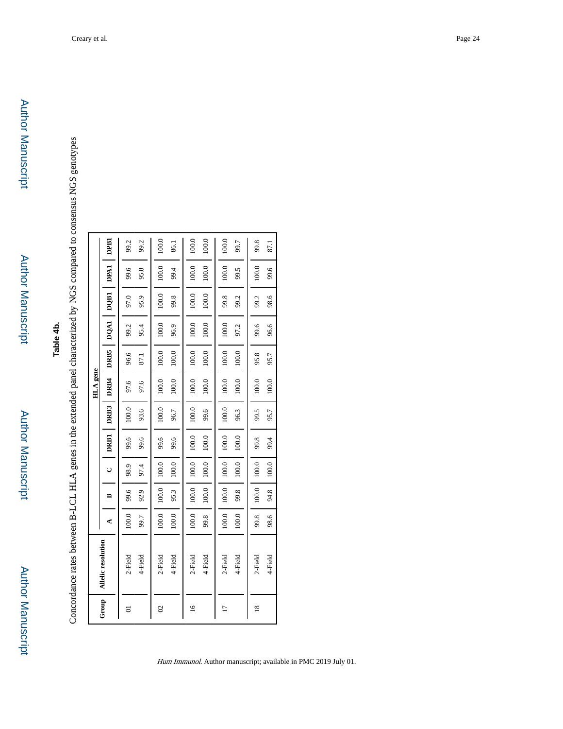## Table 4b.

Concordance rates between B-LCL HLA genes in the extended panel characterized by NGS compared to consensus NGS genotypes

| Group | Allelic resolution | HLA gene | | | | | | | | | | |
|---|---|---|---|---|---|---|---|---|---|---|---|---|
| | | A | B | C | DRB1 | DRB3 | DRB4 | DRB5 | DQA1 | DQB1 | DPA1 | DPB1 |
| 01 | 2-Field | 100.0 | 99.6 | 98.9 | 99.6 | 100.0 | 97.6 | 96.6 | 99.2 | 97.0 | 99.6 | 99.2 |
| | 4-Field | 99.7 | 92.9 | 97.4 | 99.6 | 93.6 | 97.6 | 87.1 | 95.4 | 95.9 | 95.8 | 99.2 |
| 02 | 2-Field | 100.0 | 100.0 | 100.0 | 99.6 | 100.0 | 100.0 | 100.0 | 100.0 | 100.0 | 100.0 | 100.0 |
| | 4-Field | 100.0 | 95.3 | 100.0 | 99.6 | 96.7 | 100.0 | 100.0 | 96.9 | 99.8 | 99.4 | 86.1 |
| 16 | 2-Field | 100.0 | 100.0 | 100.0 | 100.0 | 100.0 | 100.0 | 100.0 | 100.0 | 100.0 | 100.0 | 100.0 |
| | 4-Field | 99.8 | 100.0 | 100.0 | 100.0 | 99.6 | 100.0 | 100.0 | 100.0 | 100.0 | 100.0 | 100.0 |
| 17 | 2-Field | 100.0 | 100.0 | 100.0 | 100.0 | 100.0 | 100.0 | 100.0 | 100.0 | 99.8 | 100.0 | 100.0 |
| | 4-Field | 100.0 | 99.8 | 100.0 | 100.0 | 96.3 | 100.0 | 100.0 | 97.2 | 99.2 | 99.5 | 99.7 |
| 18 | 2-Field | 99.8 | 100.0 | 100.0 | 99.8 | 99.5 | 100.0 | 95.8 | 99.6 | 99.2 | 100.0 | 99.8 |
| | 4-Field | 98.6 | 94.8 | 100.0 | 99.4 | 95.7 | 100.0 | 95.7 | 96.6 | 98.6 | 99.6 | 87.1 |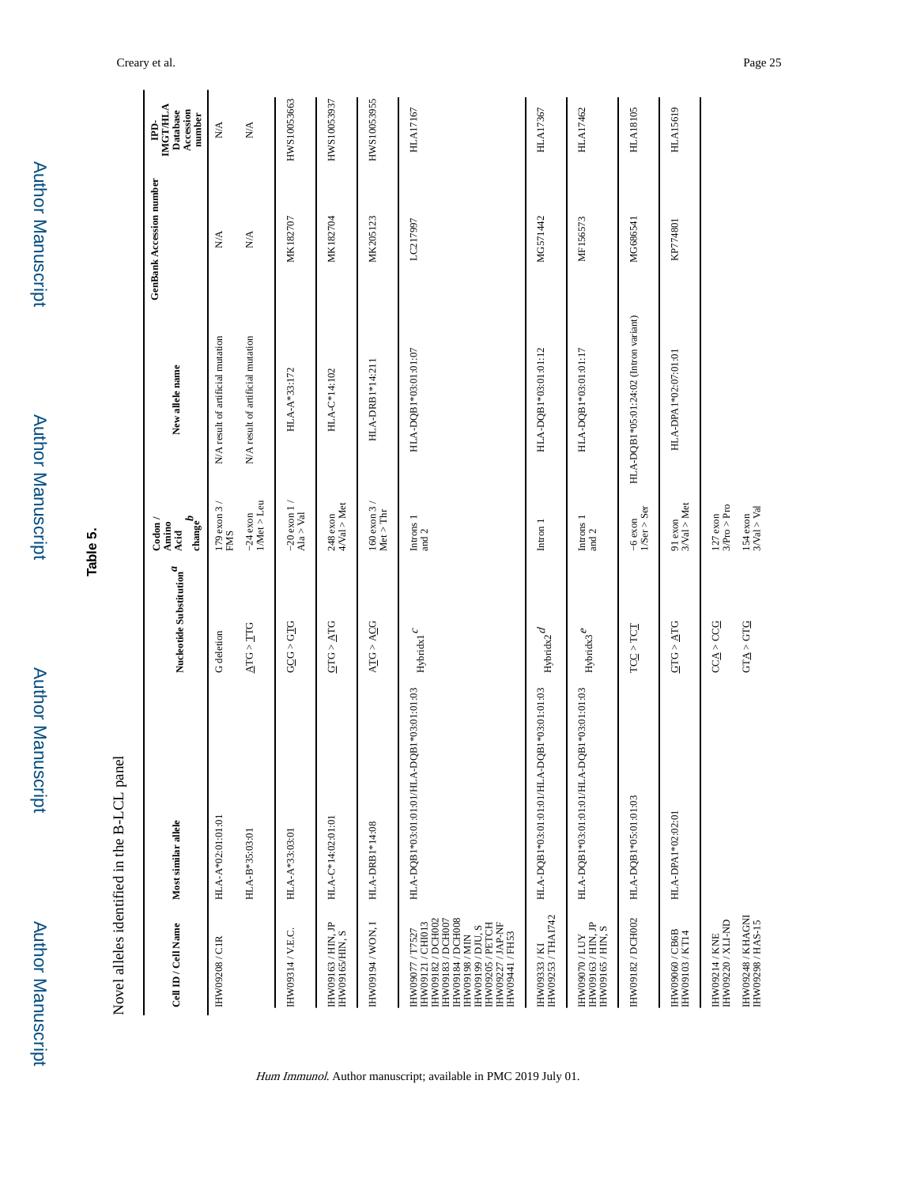# Table 5.

Novel alleles identified in the B-LCL panel

| Cell ID / Cell Name | Most similar allele | Nucleotide Substitution [a] | Codon / Amino Acid change [b] | New allele name | GenBank Accession number | IPD-IMGT/HLA Database Accession number |
|---|---|---|---|---|---|---|
| IHW09208 / C1R | HLA-A*02:01:01:01 | G deletion | 179 exon 3 / FMS | N/A result of artificial mutation | N/A | N/A |
| | HLA-B*35:03:01 | ATG > TTG | −24 exon 1/Met > Leu | N/A result of artificial mutation | N/A | N/A |
| IHW09314 / VE.C. | HLA-A*33:03:01 | GCG > GTG | −20 exon 1 / Ala > Val | HLA-A*33:172 | MK182707 | HWS10053663 |
| IHW09163 / HIN, JP IHW09165/HIN, S | HLA-C*14:02:01:01 | GTG > ATG | 248 exon 4/Val > Met | HLA-C*14:102 | MK182704 | HWS10053937 |
| IHW09194 / WON, I | HLA-DRB1*14:08 | ATG > ACG | 160 exon 3 / Met > Thr | HLA-DRB1*14:211 | MK205123 | HWS10053955 |
| IHW09077 / T7527 IHW09121 / CHI013 IHW09182 / DCH002 IHW09183 / DCH007 IHW09184 / DCH008 IHW09198 / MIN IHW09199 / DJU, S IHW09205 / PETCH IHW09227 / JAP-NF IHW09441 / FH53 | HLA-DQB1*03:01:01:01/HLA-DQB1*03:01:01:03 | Hybrid×1 [c] | Introns 1 and 2 | HLA-DQB1*03:01:01:07 | LC217997 | HLA17167 |
| IHW09333 / KI IHW09253 / THAI742 | HLA-DQB1*03:01:01:01/HLA-DQB1*03:01:01:03 | Hybrid×2 [d] | Intron 1 | HLA-DQB1*03:01:01:12 | MG571442 | HLA17367 |
| IHW09070 / LUY IHW09163 / HIN, JP IHW09165 / HIN, S | HLA-DQB1*03:01:01:01/HLA-DQB1*03:01:01:03 | Hybrid×3 [e] | Introns 1 and 2 | HLA-DQB1*03:01:01:17 | MF156573 | HLA17462 |
| IHW09182 / DCH002 | HLA-DQB1*05:01:01:03 | TCC > TCT | −6 exon 1/Ser > Ser | HLA-DQB1*05:01:24:02 (Intron variant) | MG686541 | HLA18105 |
| IHW09060 / CB6B IHW09103 / KT14 | HLA-DPA1*02:02:01 | GTG > ATG | 91 exon 3/Val > Met | HLA-DPA1*02:07:01:01 | KP774801 | HLA15619 |
| IHW09214 / KNE IHW09220 / XLI-ND | | CCA > CCG | 127 exon 3/Pro > Pro | | | |
| IHW09248 / KHAGNI IHW09298 / HAS-15 | | GTA > GTG | 154 exon 3/Val > Val | | | |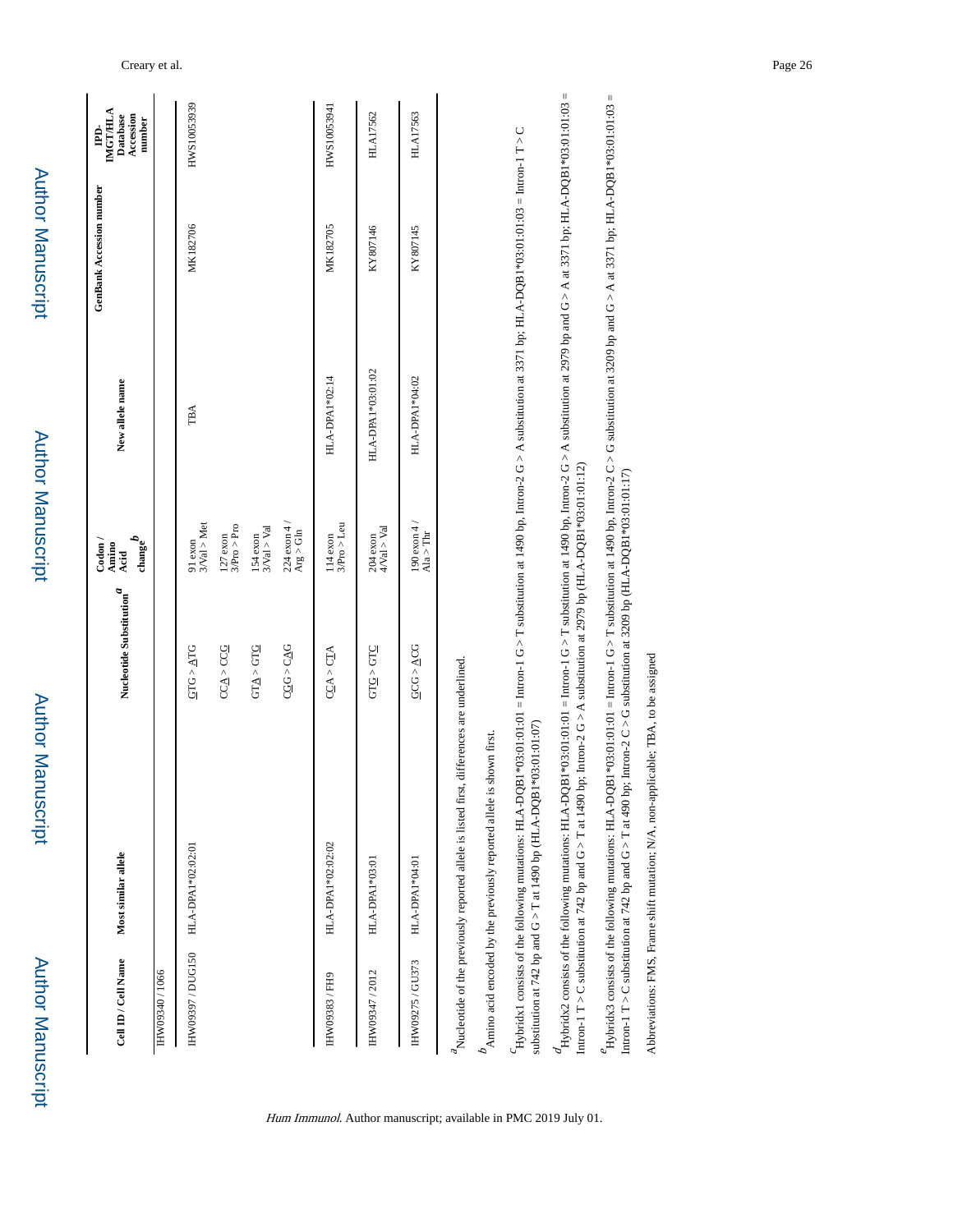| Cell ID / Cell Name | Most similar allele | Nucleotide Substitution [a] | Codon / Amino Acid change [b] | New allele name | GenBank Accession number | IPD-IMGT/HLA Database Accession number |
|---|---|---|---|---|---|---|
| IHW09340 / 1066 | | | | | | |
| IHW09397 / DUG150 | HLA-DPA1*02:02:01 | GTG > ATG | 91 exon 3/Val > Met | TBA | MK182706 | HWS10053939 |
| | | CCA > CCG | 127 exon 3/Pro > Pro | | | |
| | | GTA > GTG | 154 exon 3/Val > Val | | | |
| | | CGG > CAG | 224 exon 4 / Arg > Gln | | | |
| IHW09383 / FH9 | HLA-DPA1*02:02:02 | CCA > CTA | 114 exon 3/Pro > Leu | HLA-DPA1*02:14 | MK182705 | HWS10053941 |
| IHW09347 / 2012 | HLA-DPA1*03:01 | GTG > GTC | 204 exon 4/Val > Val | HLA-DPA1*03:01:02 | KY807146 | HLA17562 |
| IHW09275 / GU373 | HLA-DPA1*04:01 | GCG > ACG | 190 exon 4 / Ala > Thr | HLA-DPA1*04:02 | KY807145 | HLA17563 |

[a] Nucleotide of the previously reported allele is listed first, differences are underlined.

[b] Amino acid encoded by the previously reported allele is shown first.

[c] Hybridx1 consists of the following mutations: HLA-DQB1*03:01:01:01 = Intron-1 G > T substitution at 1490 bp, Intron-2 G > A substitution at 3371 bp; HLA-DQB1*03:01:01:03 = Intron-1 T > C substitution at 742 bp and G > T at 1490 bp (HLA-DQB1*03:01:01:07)

[d] Hybridx2 consists of the following mutations: HLA-DQB1*03:01:01:01 = Intron-1 G > T substitution at 1490 bp, Intron-2 G > A substitution at 2979 bp and G > A at 3371 bp; HLA-DQB1*03:01:01:03 = Intron-1 T > C substitution at 742 bp and G > T at 1490 bp; Intron-2 G > A substitution at 2979 bp (HLA-DQB1*03:01:01:12)

[e] Hybridx3 consists of the following mutations: HLA-DQB1*03:01:01:01 = Intron-1 G > T substitution at 1490 bp, Intron-2 C > G substitution at 3209 bp and G > A at 3371 bp; HLA-DQB1*03:01:01:03 = Intron-1 T > C substitution at 742 bp and G > T at 490 bp; Intron-2 C > G substitution at 3209 bp (HLA-DQB1*03:01:01:17)

Abbreviations: FMS, Frame shift mutation; N/A, non-applicable; TBA, to be assigned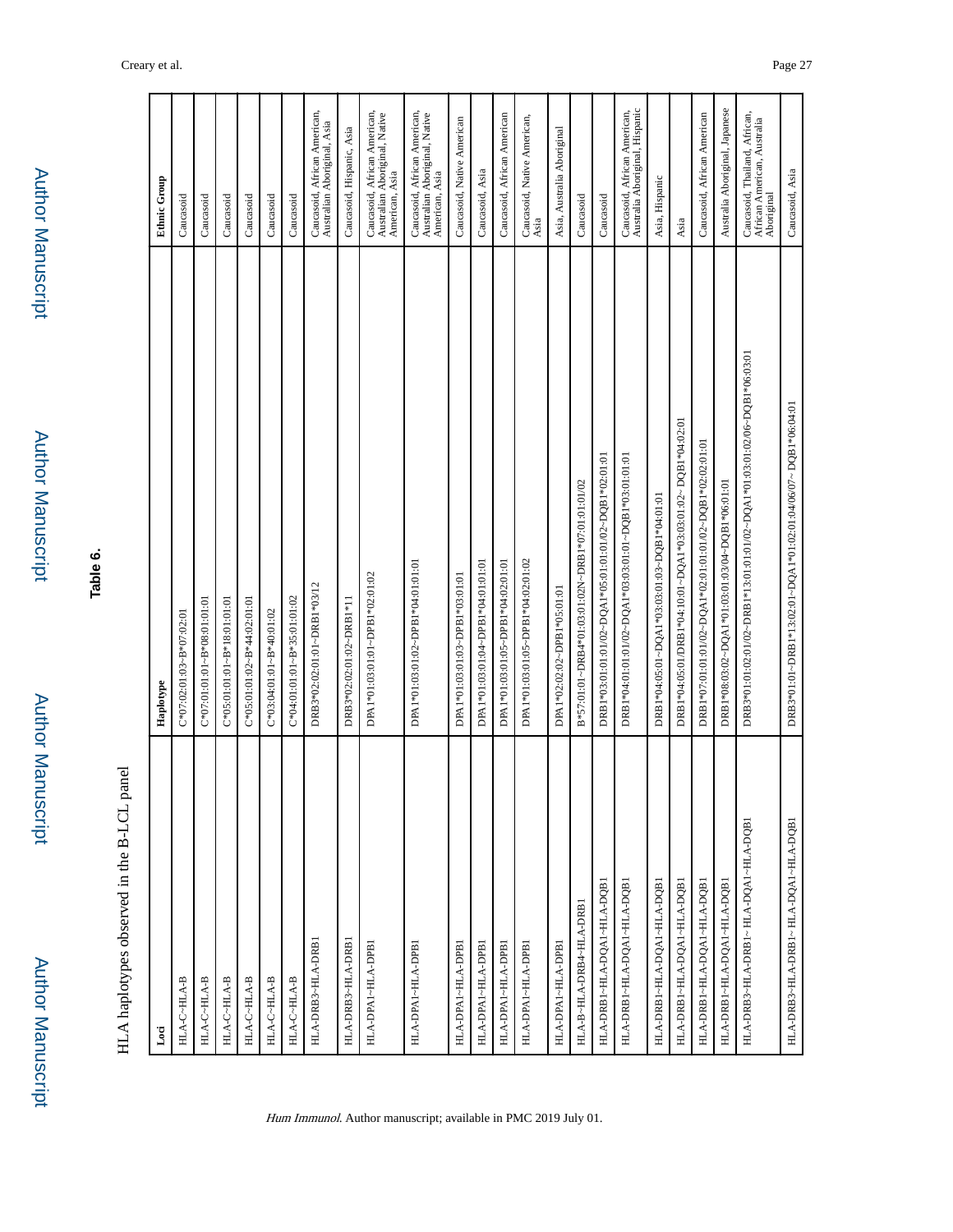**Table 6.**

HLA haplotypes observed in the B-LCL panel

| Loci | Haplotype | Ethnic Group |
|---|---|---|
| HLA-C~HLA-B | C*07:02:01:03~B*07:02:01 | Caucasoid |
| HLA-C~HLA-B | C*07:01:01:01~B*08:01:01:01 | Caucasoid |
| HLA-C~HLA-B | C*05:01:01:01~B*18:01:01:01 | Caucasoid |
| HLA-C~HLA-B | C*05:01:01:02~B*44:02:01:01 | Caucasoid |
| HLA-C~HLA-B | C*03:04:01:01~B*40:01:02 | Caucasoid |
| HLA-C~HLA-B | C*04:01:01:01~B*35:01:01:02 | Caucasoid |
| HLA-DRB3~HLA-DRB1 | DRB3*02:02:01:01~DRB1*03/12 | Caucasoid, African American, Australian Aboriginal, Asia |
| HLA-DRB3~HLA-DRB1 | DRB3*02:02:01:02~DRB1*11 | Caucasoid, Hispanic, Asia |
| HLA-DPA1~HLA-DPB1 | DPA1*01:03:01:01~DPB1*02:01:02 | Caucasoid, African American, Australian Aboriginal, Native American, Asia |
| HLA-DPA1~HLA-DPB1 | DPA1*01:03:01:02~DPB1*04:01:01:01 | Caucasoid, African American, Australian Aboriginal, Native American, Asia |
| HLA-DPA1~HLA-DPB1 | DPA1*01:03:01:03~DPB1*03:01:01 | Caucasoid, Native American |
| HLA-DPA1~HLA-DPB1 | DPA1*01:03:01:04~DPB1*04:01:01:01 | Caucasoid, Asia |
| HLA-DPA1~HLA-DPB1 | DPA1*01:03:01:05~DPB1*04:02:01:01 | Caucasoid, African American |
| HLA-DPA1~HLA-DPB1 | DPA1*01:03:01:05~DPB1*04:02:01:02 | Caucasoid, Native American, Asia |
| HLA-DPA1~HLA-DPB1 | DPA1*02:02:02~DPB1*05:01:01 | Asia, Australia Aboriginal |
| HLA-B~HLA-DRB4~HLA-DRB1 | B*57:01:01~DRB4*01:03:01:02N~DRB1*07:01:01:02 | Caucasoid |
| HLA-DRB1~HLA-DQA1~HLA-DQB1 | DRB1*03:01:01:01/02~DQA1*05:01:01:01/02~DQB1*02:01:01 | Caucasoid |
| HLA-DRB1~HLA-DQA1~HLA-DQB1 | DRB1*04:01:01:01/02~DQA1*03:03:01:01~DQB1*03:01:01:01 | Caucasoid, African American, Australia Aboriginal, Hispanic |
| HLA-DRB1~HLA-DQA1~HLA-DQB1 | DRB1*04:05:01~DQA1*03:03:01:03~DQB1*04:01:01 | Asia, Hispanic |
| HLA-DRB1~HLA-DQA1~HLA-DQB1 | DRB1*04:05:01/DRB1*04:10:01~DQA1*03:03:01:02~ DQB1*04:02:01 | Asia |
| HLA-DRB1~HLA-DQA1~HLA-DQB1 | DRB1*07:01:01:01/02~DQA1*02:01:01:01/02~DQB1*02:02:01:01 | Caucasoid, African American |
| HLA-DRB1~HLA-DQA1~HLA-DQB1 | DRB1*08:03:02~DQA1*01:03:01:03/04~DQB1*06:01:01 | Australia Aboriginal, Japanese |
| HLA-DRB3~HLA-DRB1~ HLA-DQA1~HLA-DQB1 | DRB3*01:01:02:01/02~DRB1*13:01:01/01/02~DQA1*01:03:01:02/06~DQB1*06:03:01 | Caucasoid, Thailand, African, African American, Australia Aboriginal |
| HLA-DRB3~HLA-DRB1~ HLA-DQA1~HLA-DQB1 | DRB3*01:01~DRB1*13:02:01~DQA1*01:02:01:04/06/07~ DQB1*06:04:01 | Caucasoid, Asia |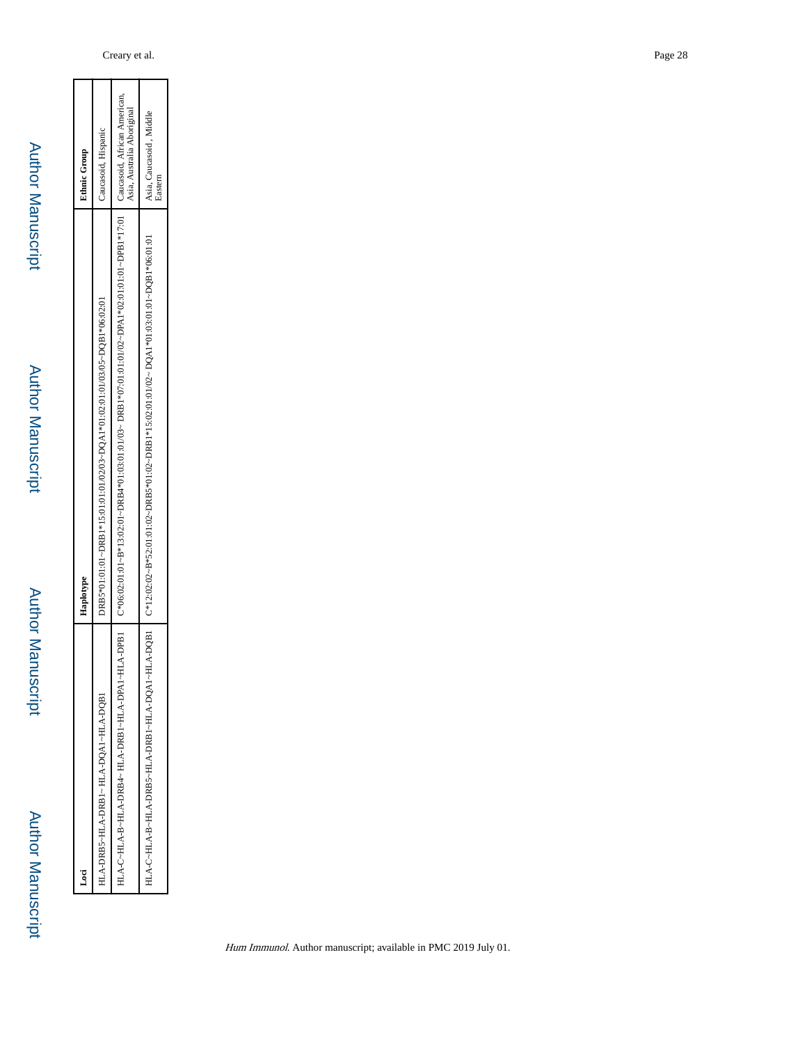| Loci | Haplotype | Ethnic Group |
| --- | --- | --- |
| HLA-DRB5~HLA-DRB1~ HLA-DQA1~HLA-DQB1 | DRB5*01:01:01~DRB1*15:01:01:01/02/03~DQA1*01:02:01:01/03/05~DQB1*06:02:01 | Caucasoid, Hispanic |
| HLA-C~HLA-B~HLA-DRB4~ HLA-DRB1~HLA-DPA1~HLA-DPB1 | C*06:02:01:01~B*13:02:01~DRB4*01:03:01:01/03~ DRB1*07:01:01:01/02~DPA1*02:01:01:01~DPB1*17:01 | Caucasoid, African American, Asia, Australia Aboriginal |
| HLA-C~HLA-B~HLA-DRB5~HLA-DRB1~HLA-DQA1~HLA-DQB1 | C*12:02:02~B*52:01:01:02~DRB5*01:02~DRB1*15:02:01:01/02~ DQA1*01:03:01:01~DQB1*06:01:01 | Asia, Caucasoid , Middle Eastern |